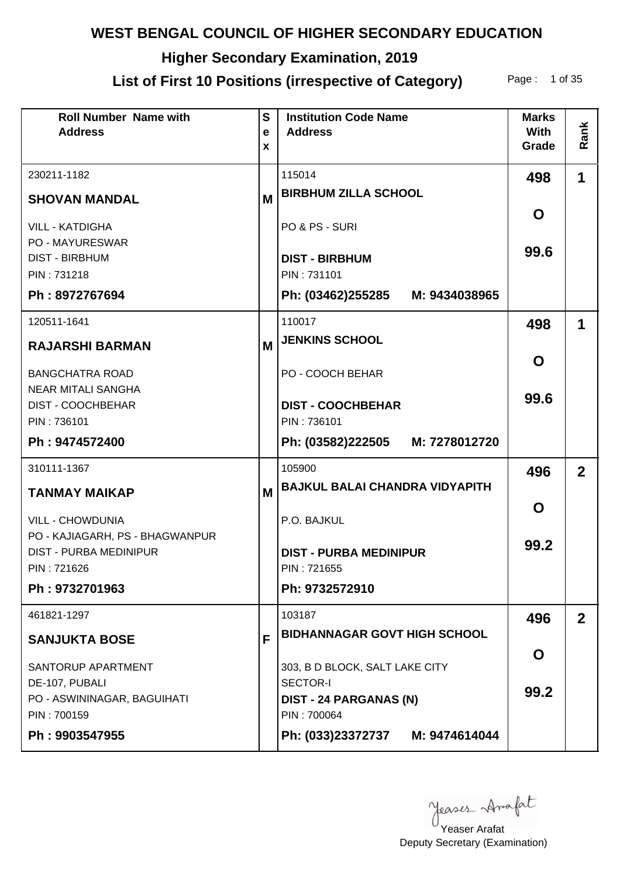# WEST BENGAL COUNCIL OF HIGHER SECONDARY EDUCATION

## Higher Secondary Examination, 2019

## List of First 10 Positions (irrespective of Category)

| Roll Number Name with Address | Sex | Institution Code Name Address | Marks With Grade | Rank |
|---|---|---|---|---|
| 230211-1182<br>**SHOVAN MANDAL**<br>VILL - KATDIGHA<br>PO - MAYURESWAR<br>DIST - BIRBHUM<br>PIN : 731218<br>**Ph : 8972767694** | M | 115014<br>**BIRBHUM ZILLA SCHOOL**<br>PO & PS - SURI<br>**DIST - BIRBHUM**<br>PIN : 731101<br>**Ph: (03462)255285 M: 9434038965** | **498**<br>**O**<br>**99.6** | **1** |
| 120511-1641<br>**RAJARSHI BARMAN**<br>BANGCHATRA ROAD<br>NEAR MITALI SANGHA<br>DIST - COOCHBEHAR<br>PIN : 736101<br>**Ph : 9474572400** | M | 110017<br>**JENKINS SCHOOL**<br>PO - COOCH BEHAR<br>**DIST - COOCHBEHAR**<br>PIN : 736101<br>**Ph: (03582)222505 M: 7278012720** | **498**<br>**O**<br>**99.6** | **1** |
| 310111-1367<br>**TANMAY MAIKAP**<br>VILL - CHOWDUNIA<br>PO - KAJIAGARH, PS - BHAGWANPUR<br>DIST - PURBA MEDINIPUR<br>PIN : 721626<br>**Ph : 9732701963** | M | 105900<br>**BAJKUL BALAI CHANDRA VIDYAPITH**<br>P.O. BAJKUL<br>**DIST - PURBA MEDINIPUR**<br>PIN : 721655<br>**Ph: 9732572910** | **496**<br>**O**<br>**99.2** | **2** |
| 461821-1297<br>**SANJUKTA BOSE**<br>SANTORUP APARTMENT<br>DE-107, PUBALI<br>PO - ASWININAGAR, BAGUIHATI<br>PIN : 700159<br>**Ph : 9903547955** | F | 103187<br>**BIDHANNAGAR GOVT HIGH SCHOOL**<br>303, B D BLOCK, SALT LAKE CITY<br>SECTOR-I<br>**DIST - 24 PARGANAS (N)**<br>PIN : 700064<br>**Ph: (033)23372737 M: 9474614044** | **496**<br>**O**<br>**99.2** | **2** |

Yeaser Arafat
Deputy Secretary (Examination)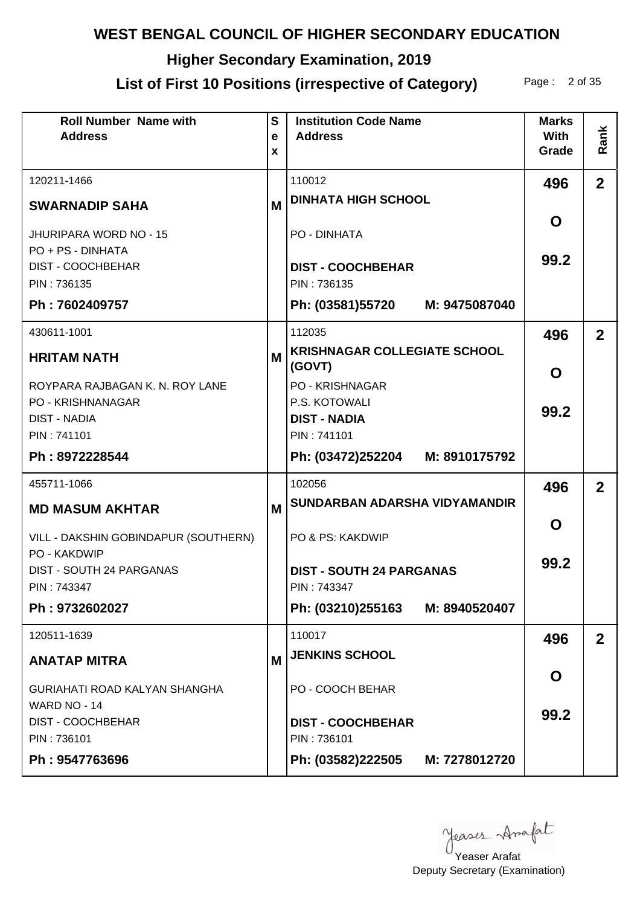# WEST BENGAL COUNCIL OF HIGHER SECONDARY EDUCATION

## Higher Secondary Examination, 2019

## List of First 10 Positions (irrespective of Category)

| Roll Number Name with Address | Sex | Institution Code Name Address | Marks With Grade | Rank |
|---|---|---|---|---|
| 120211-1466<br>**SWARNADIP SAHA**<br>JHURIPARA WORD NO - 15<br>PO + PS - DINHATA<br>DIST - COOCHBEHAR<br>PIN : 736135<br>**Ph : 7602409757** | M | 110012<br>**DINHATA HIGH SCHOOL**<br>PO - DINHATA<br>**DIST - COOCHBEHAR**<br>PIN : 736135<br>**Ph: (03581)55720 M: 9475087040** | **496**<br>**O**<br>**99.2** | **2** |
| 430611-1001<br>**HRITAM NATH**<br>ROYPARA RAJBAGAN K. N. ROY LANE<br>PO - KRISHNANAGAR<br>DIST - NADIA<br>PIN : 741101<br>**Ph : 8972228544** | M | 112035<br>**KRISHNAGAR COLLEGIATE SCHOOL (GOVT)**<br>PO - KRISHNAGAR<br>P.S. KOTOWALI<br>**DIST - NADIA**<br>PIN : 741101<br>**Ph: (03472)252204 M: 8910175792** | **496**<br>**O**<br>**99.2** | **2** |
| 455711-1066<br>**MD MASUM AKHTAR**<br>VILL - DAKSHIN GOBINDAPUR (SOUTHERN)<br>PO - KAKDWIP<br>DIST - SOUTH 24 PARGANAS<br>PIN : 743347<br>**Ph : 9732602027** | M | 102056<br>**SUNDARBAN ADARSHA VIDYAMANDIR**<br>PO & PS: KAKDWIP<br>**DIST - SOUTH 24 PARGANAS**<br>PIN : 743347<br>**Ph: (03210)255163 M: 8940520407** | **496**<br>**O**<br>**99.2** | **2** |
| 120511-1639<br>**ANATAP MITRA**<br>GURIAHATI ROAD KALYAN SHANGHA<br>WARD NO - 14<br>DIST - COOCHBEHAR<br>PIN : 736101<br>**Ph : 9547763696** | M | 110017<br>**JENKINS SCHOOL**<br>PO - COOCH BEHAR<br>**DIST - COOCHBEHAR**<br>PIN : 736101<br>**Ph: (03582)222505 M: 7278012720** | **496**<br>**O**<br>**99.2** | **2** |

Yeaser Arafat
Deputy Secretary (Examination)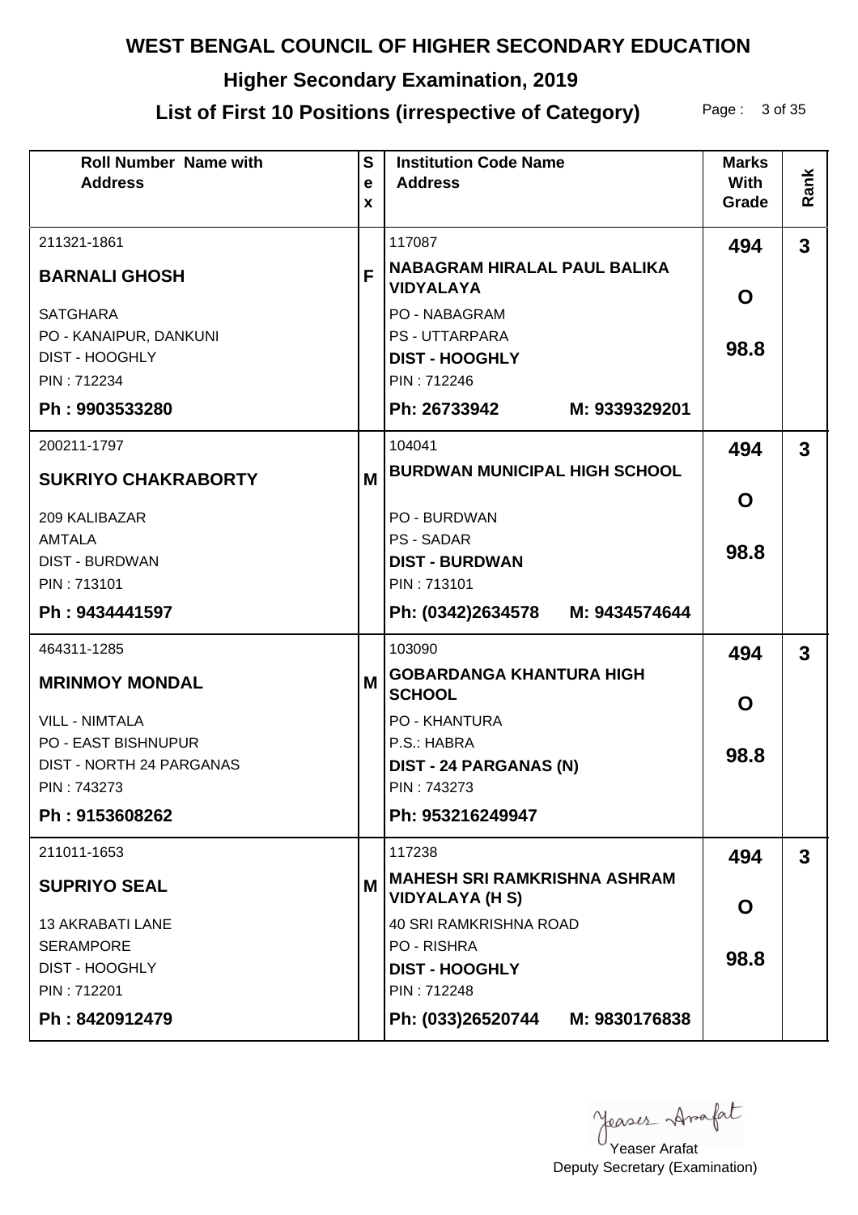# WEST BENGAL COUNCIL OF HIGHER SECONDARY EDUCATION

## Higher Secondary Examination, 2019

## List of First 10 Positions (irrespective of Category)

| Roll Number Name with Address | Sex | Institution Code Name Address | Marks With Grade | Rank |
|---|---|---|---|---|
| 211321-1861<br>**BARNALI GHOSH**<br>SATGHARA<br>PO - KANAIPUR, DANKUNI<br>DIST - HOOGHLY<br>PIN : 712234<br>**Ph : 9903533280** | **F** | 117087<br>**NABAGRAM HIRALAL PAUL BALIKA VIDYALAYA**<br>PO - NABAGRAM<br>PS - UTTARPARA<br>**DIST - HOOGHLY**<br>PIN : 712246<br>**Ph: 26733942 M: 9339329201** | **494**<br>**O**<br>**98.8** | **3** |
| 200211-1797<br>**SUKRIYO CHAKRABORTY**<br>209 KALIBAZAR<br>AMTALA<br>DIST - BURDWAN<br>PIN : 713101<br>**Ph : 9434441597** | **M** | 104041<br>**BURDWAN MUNICIPAL HIGH SCHOOL**<br>PO - BURDWAN<br>PS - SADAR<br>**DIST - BURDWAN**<br>PIN : 713101<br>**Ph: (0342)2634578 M: 9434574644** | **494**<br>**O**<br>**98.8** | **3** |
| 464311-1285<br>**MRINMOY MONDAL**<br>VILL - NIMTALA<br>PO - EAST BISHNUPUR<br>DIST - NORTH 24 PARGANAS<br>PIN : 743273<br>**Ph : 9153608262** | **M** | 103090<br>**GOBARDANGA KHANTURA HIGH SCHOOL**<br>PO - KHANTURA<br>P.S.: HABRA<br>**DIST - 24 PARGANAS (N)**<br>PIN : 743273<br>**Ph: 953216249947** | **494**<br>**O**<br>**98.8** | **3** |
| 211011-1653<br>**SUPRIYO SEAL**<br>13 AKRABATI LANE<br>SERAMPORE<br>DIST - HOOGHLY<br>PIN : 712201<br>**Ph : 8420912479** | **M** | 117238<br>**MAHESH SRI RAMKRISHNA ASHRAM VIDYALAYA (H S)**<br>40 SRI RAMKRISHNA ROAD<br>PO - RISHRA<br>**DIST - HOOGHLY**<br>PIN : 712248<br>**Ph: (033)26520744 M: 9830176838** | **494**<br>**O**<br>**98.8** | **3** |

Yeaser Arafat
Deputy Secretary (Examination)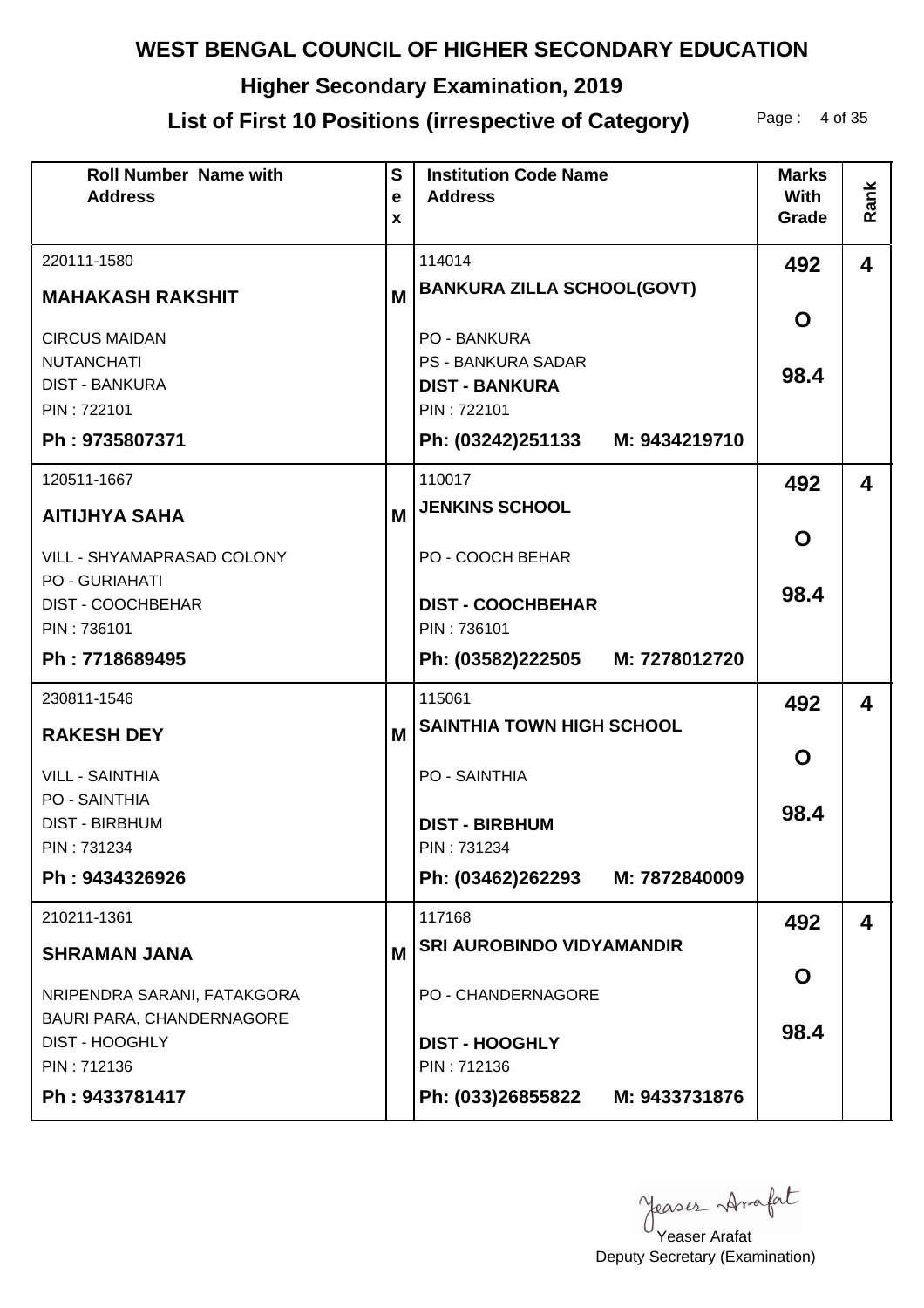# WEST BENGAL COUNCIL OF HIGHER SECONDARY EDUCATION

## Higher Secondary Examination, 2019

## List of First 10 Positions (irrespective of Category)

| Roll Number Name with Address | Sex | Institution Code Name Address | Marks With Grade | Rank |
|---|---|---|---|---|
| 220111-1580<br>**MAHAKASH RAKSHIT**<br>CIRCUS MAIDAN<br>NUTANCHATI<br>DIST - BANKURA<br>PIN : 722101<br>**Ph : 9735807371** | M | 114014<br>**BANKURA ZILLA SCHOOL(GOVT)**<br>PO - BANKURA<br>PS - BANKURA SADAR<br>**DIST - BANKURA**<br>PIN : 722101<br>**Ph: (03242)251133 M: 9434219710** | **492**<br>**O**<br>**98.4** | **4** |
| 120511-1667<br>**AITIJHYA SAHA**<br>VILL - SHYAMAPRASAD COLONY<br>PO - GURIAHATI<br>DIST - COOCHBEHAR<br>PIN : 736101<br>**Ph : 7718689495** | M | 110017<br>**JENKINS SCHOOL**<br>PO - COOCH BEHAR<br>**DIST - COOCHBEHAR**<br>PIN : 736101<br>**Ph: (03582)222505 M: 7278012720** | **492**<br>**O**<br>**98.4** | **4** |
| 230811-1546<br>**RAKESH DEY**<br>VILL - SAINTHIA<br>PO - SAINTHIA<br>DIST - BIRBHUM<br>PIN : 731234<br>**Ph : 9434326926** | M | 115061<br>**SAINTHIA TOWN HIGH SCHOOL**<br>PO - SAINTHIA<br>**DIST - BIRBHUM**<br>PIN : 731234<br>**Ph: (03462)262293 M: 7872840009** | **492**<br>**O**<br>**98.4** | **4** |
| 210211-1361<br>**SHRAMAN JANA**<br>NRIPENDRA SARANI, FATAKGORA<br>BAURI PARA, CHANDERNAGORE<br>DIST - HOOGHLY<br>PIN : 712136<br>**Ph : 9433781417** | M | 117168<br>**SRI AUROBINDO VIDYAMANDIR**<br>PO - CHANDERNAGORE<br>**DIST - HOOGHLY**<br>PIN : 712136<br>**Ph: (033)26855822 M: 9433731876** | **492**<br>**O**<br>**98.4** | **4** |

Yeaser Arafat
Deputy Secretary (Examination)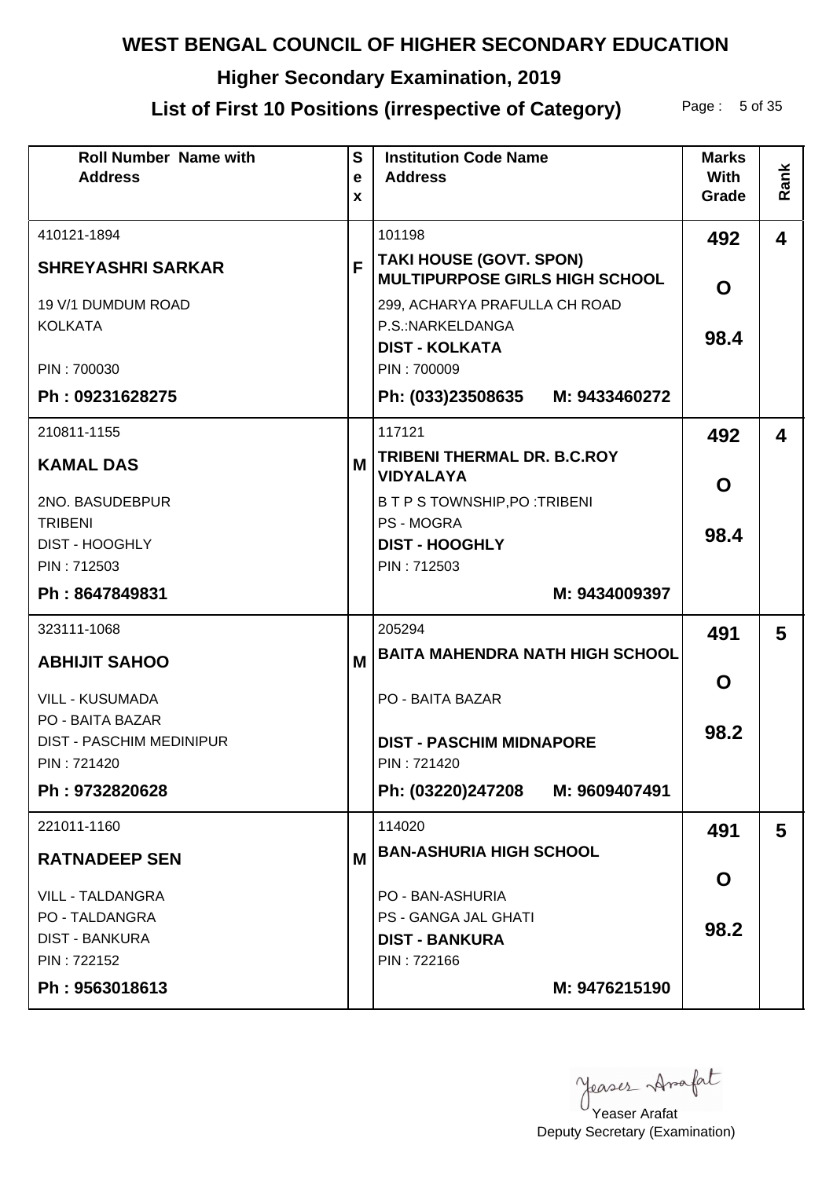# WEST BENGAL COUNCIL OF HIGHER SECONDARY EDUCATION

## Higher Secondary Examination, 2019

## List of First 10 Positions (irrespective of Category)

| Roll Number Name with Address | Sex | Institution Code Name Address | Marks With Grade | Rank |
|---|---|---|---|---|
| 410121-1894<br>**SHREYASHRI SARKAR**<br>19 V/1 DUMDUM ROAD<br>KOLKATA<br>PIN : 700030<br>**Ph : 09231628275** | F | 101198<br>**TAKI HOUSE (GOVT. SPON) MULTIPURPOSE GIRLS HIGH SCHOOL**<br>299, ACHARYA PRAFULLA CH ROAD<br>P.S.:NARKELDANGA<br>**DIST - KOLKATA**<br>PIN : 700009<br>**Ph: (033)23508635 M: 9433460272** | **492**<br>**O**<br>**98.4** | **4** |
| 210811-1155<br>**KAMAL DAS**<br>2NO. BASUDEBPUR<br>TRIBENI<br>DIST - HOOGHLY<br>PIN : 712503<br>**Ph : 8647849831** | M | 117121<br>**TRIBENI THERMAL DR. B.C.ROY VIDYALAYA**<br>B T P S TOWNSHIP,PO :TRIBENI<br>PS - MOGRA<br>**DIST - HOOGHLY**<br>PIN : 712503<br>**M: 9434009397** | **492**<br>**O**<br>**98.4** | **4** |
| 323111-1068<br>**ABHIJIT SAHOO**<br>VILL - KUSUMADA<br>PO - BAITA BAZAR<br>DIST - PASCHIM MEDINIPUR<br>PIN : 721420<br>**Ph : 9732820628** | M | 205294<br>**BAITA MAHENDRA NATH HIGH SCHOOL**<br>PO - BAITA BAZAR<br>**DIST - PASCHIM MIDNAPORE**<br>PIN : 721420<br>**Ph: (03220)247208 M: 9609407491** | **491**<br>**O**<br>**98.2** | **5** |
| 221011-1160<br>**RATNADEEP SEN**<br>VILL - TALDANGRA<br>PO - TALDANGRA<br>DIST - BANKURA<br>PIN : 722152<br>**Ph : 9563018613** | M | 114020<br>**BAN-ASHURIA HIGH SCHOOL**<br>PO - BAN-ASHURIA<br>PS - GANGA JAL GHATI<br>**DIST - BANKURA**<br>PIN : 722166<br>**M: 9476215190** | **491**<br>**O**<br>**98.2** | **5** |

Yeaser Arafat
Deputy Secretary (Examination)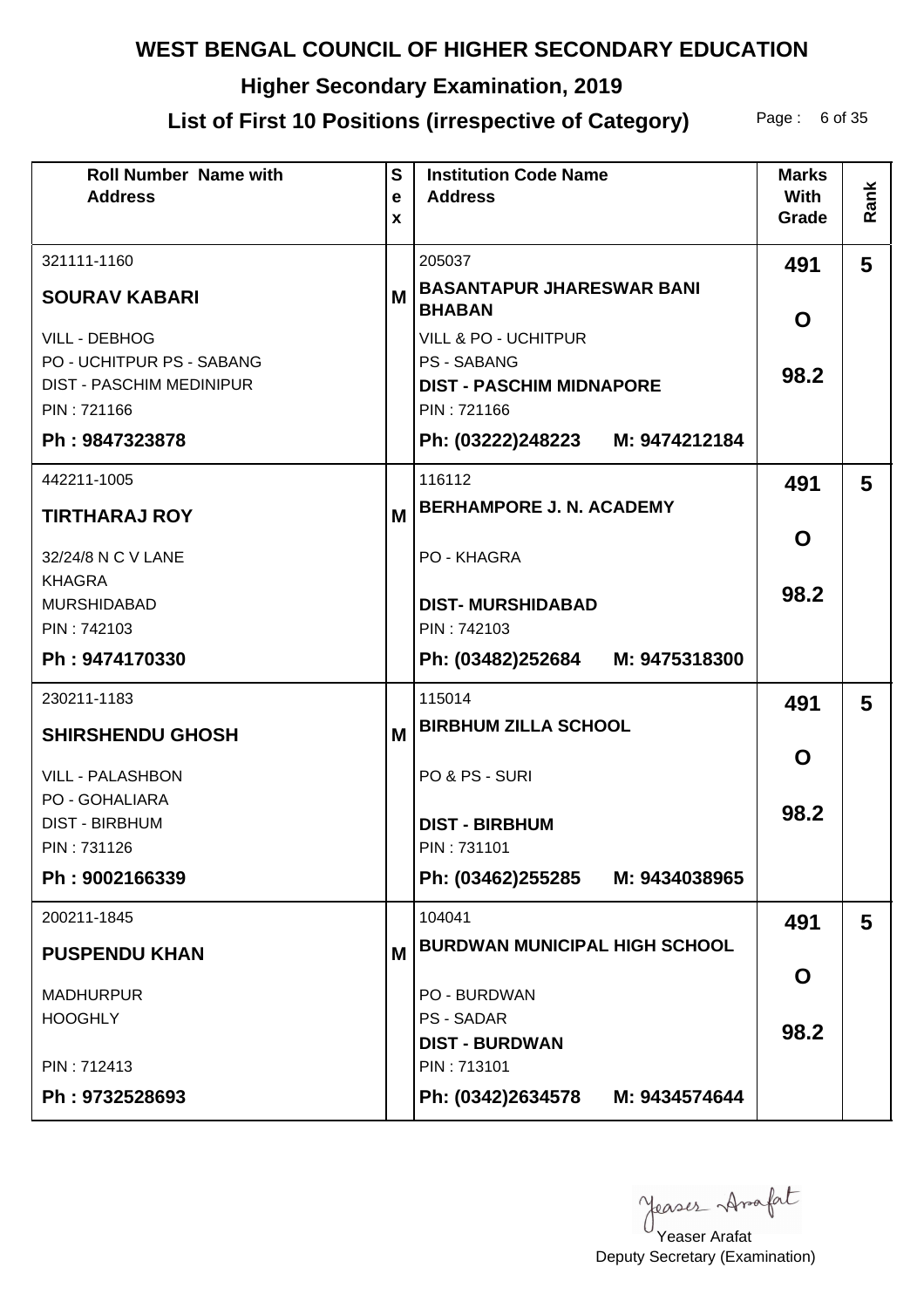# WEST BENGAL COUNCIL OF HIGHER SECONDARY EDUCATION

## Higher Secondary Examination, 2019

## List of First 10 Positions (irrespective of Category)

| Roll Number Name with Address | Sex | Institution Code Name Address | Marks With Grade | Rank |
|---|---|---|---|---|
| 321111-1160<br>**SOURAV KABARI**<br>VILL - DEBHOG<br>PO - UCHITPUR PS - SABANG<br>DIST - PASCHIM MEDINIPUR<br>PIN : 721166<br>**Ph : 9847323878** | M | 205037<br>**BASANTAPUR JHARESWAR BANI BHABAN**<br>VILL & PO - UCHITPUR<br>PS - SABANG<br>**DIST - PASCHIM MIDNAPORE**<br>PIN : 721166<br>**Ph: (03222)248223 M: 9474212184** | **491**<br>**O**<br>**98.2** | **5** |
| 442211-1005<br>**TIRTHARAJ ROY**<br>32/24/8 N C V LANE<br>KHAGRA<br>MURSHIDABAD<br>PIN : 742103<br>**Ph : 9474170330** | M | 116112<br>**BERHAMPORE J. N. ACADEMY**<br>PO - KHAGRA<br>**DIST- MURSHIDABAD**<br>PIN : 742103<br>**Ph: (03482)252684 M: 9475318300** | **491**<br>**O**<br>**98.2** | **5** |
| 230211-1183<br>**SHIRSHENDU GHOSH**<br>VILL - PALASHBON<br>PO - GOHALIARA<br>DIST - BIRBHUM<br>PIN : 731126<br>**Ph : 9002166339** | M | 115014<br>**BIRBHUM ZILLA SCHOOL**<br>PO & PS - SURI<br>**DIST - BIRBHUM**<br>PIN : 731101<br>**Ph: (03462)255285 M: 9434038965** | **491**<br>**O**<br>**98.2** | **5** |
| 200211-1845<br>**PUSPENDU KHAN**<br>MADHURPUR<br>HOOGHLY<br>PIN : 712413<br>**Ph : 9732528693** | M | 104041<br>**BURDWAN MUNICIPAL HIGH SCHOOL**<br>PO - BURDWAN<br>PS - SADAR<br>**DIST - BURDWAN**<br>PIN : 713101<br>**Ph: (0342)2634578 M: 9434574644** | **491**<br>**O**<br>**98.2** | **5** |

Yeaser Arafat
Deputy Secretary (Examination)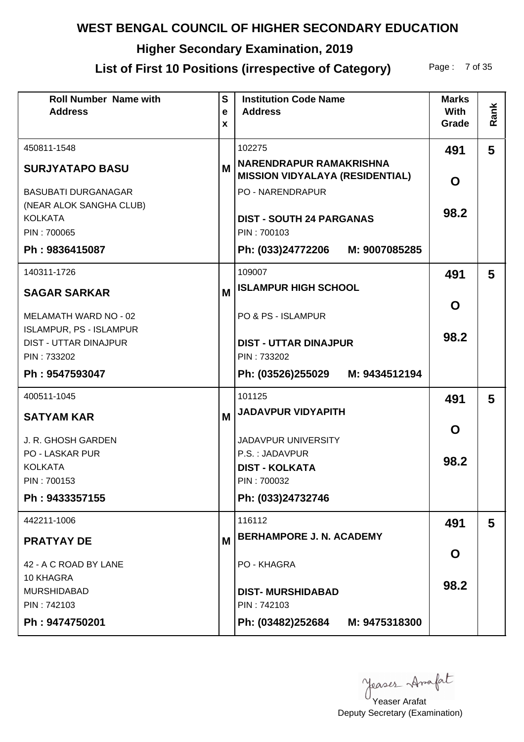# WEST BENGAL COUNCIL OF HIGHER SECONDARY EDUCATION

## Higher Secondary Examination, 2019

## List of First 10 Positions (irrespective of Category)

| Roll Number Name with Address | Sex | Institution Code Name Address | Marks With Grade | Rank |
|---|---|---|---|---|
| 450811-1548<br>**SURJYATAPO BASU**<br>BASUBATI DURGANAGAR<br>(NEAR ALOK SANGHA CLUB)<br>KOLKATA<br>PIN : 700065<br>**Ph : 9836415087** | M | 102275<br>**NARENDRAPUR RAMAKRISHNA MISSION VIDYALAYA (RESIDENTIAL)**<br>PO - NARENDRAPUR<br>**DIST - SOUTH 24 PARGANAS**<br>PIN : 700103<br>**Ph: (033)24772206 M: 9007085285** | **491**<br>**O**<br>**98.2** | **5** |
| 140311-1726<br>**SAGAR SARKAR**<br>MELAMATH WARD NO - 02<br>ISLAMPUR, PS - ISLAMPUR<br>DIST - UTTAR DINAJPUR<br>PIN : 733202<br>**Ph : 9547593047** | M | 109007<br>**ISLAMPUR HIGH SCHOOL**<br>PO & PS - ISLAMPUR<br>**DIST - UTTAR DINAJPUR**<br>PIN : 733202<br>**Ph: (03526)255029 M: 9434512194** | **491**<br>**O**<br>**98.2** | **5** |
| 400511-1045<br>**SATYAM KAR**<br>J. R. GHOSH GARDEN<br>PO - LASKAR PUR<br>KOLKATA<br>PIN : 700153<br>**Ph : 9433357155** | M | 101125<br>**JADAVPUR VIDYAPITH**<br>JADAVPUR UNIVERSITY<br>P.S. : JADAVPUR<br>**DIST - KOLKATA**<br>PIN : 700032<br>**Ph: (033)24732746** | **491**<br>**O**<br>**98.2** | **5** |
| 442211-1006<br>**PRATYAY DE**<br>42 - A C ROAD BY LANE<br>10 KHAGRA<br>MURSHIDABAD<br>PIN : 742103<br>**Ph : 9474750201** | M | 116112<br>**BERHAMPORE J. N. ACADEMY**<br>PO - KHAGRA<br>**DIST- MURSHIDABAD**<br>PIN : 742103<br>**Ph: (03482)252684 M: 9475318300** | **491**<br>**O**<br>**98.2** | **5** |

Yeaser Arafat
Deputy Secretary (Examination)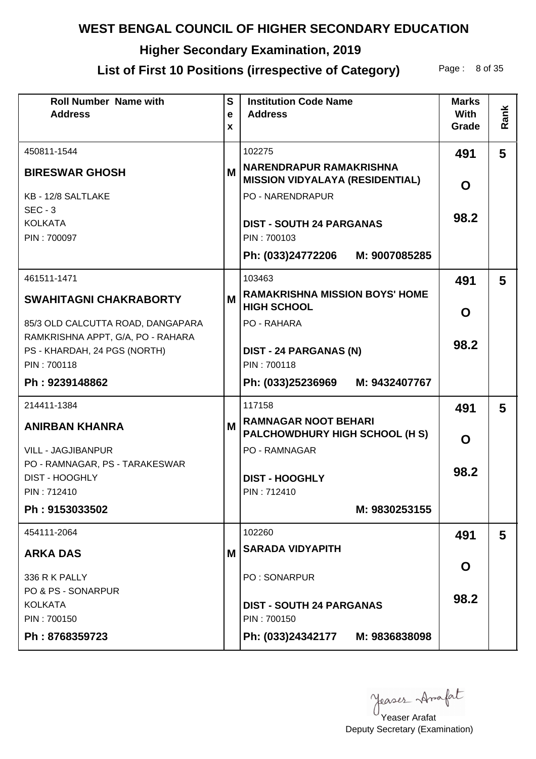# WEST BENGAL COUNCIL OF HIGHER SECONDARY EDUCATION

## Higher Secondary Examination, 2019

## List of First 10 Positions (irrespective of Category)

| Roll Number Name with Address | Sex | Institution Code Name Address | Marks With Grade | Rank |
|---|---|---|---|---|
| 450811-1544<br>**BIRESWAR GHOSH**<br>KB - 12/8 SALTLAKE<br>SEC - 3<br>KOLKATA<br>PIN : 700097 | M | 102275<br>**NARENDRAPUR RAMAKRISHNA MISSION VIDYALAYA (RESIDENTIAL)**<br>PO - NARENDRAPUR<br>**DIST - SOUTH 24 PARGANAS**<br>PIN : 700103<br>**Ph: (033)24772206 M: 9007085285** | **491**<br>**O**<br>**98.2** | **5** |
| 461511-1471<br>**SWAHITAGNI CHAKRABORTY**<br>85/3 OLD CALCUTTA ROAD, DANGAPARA<br>RAMKRISHNA APPT, G/A, PO - RAHARA<br>PS - KHARDAH, 24 PGS (NORTH)<br>PIN : 700118<br>**Ph : 9239148862** | M | 103463<br>**RAMAKRISHNA MISSION BOYS' HOME HIGH SCHOOL**<br>PO - RAHARA<br>**DIST - 24 PARGANAS (N)**<br>PIN : 700118<br>**Ph: (033)25236969 M: 9432407767** | **491**<br>**O**<br>**98.2** | **5** |
| 214411-1384<br>**ANIRBAN KHANRA**<br>VILL - JAGJIBANPUR<br>PO - RAMNAGAR, PS - TARAKESWAR<br>DIST - HOOGHLY<br>PIN : 712410<br>**Ph : 9153033502** | M | 117158<br>**RAMNAGAR NOOT BEHARI PALCHOWDHURY HIGH SCHOOL (H S)**<br>PO - RAMNAGAR<br>**DIST - HOOGHLY**<br>PIN : 712410<br>**M: 9830253155** | **491**<br>**O**<br>**98.2** | **5** |
| 454111-2064<br>**ARKA DAS**<br>336 R K PALLY<br>PO & PS - SONARPUR<br>KOLKATA<br>PIN : 700150<br>**Ph : 8768359723** | M | 102260<br>**SARADA VIDYAPITH**<br>PO : SONARPUR<br>**DIST - SOUTH 24 PARGANAS**<br>PIN : 700150<br>**Ph: (033)24342177 M: 9836838098** | **491**<br>**O**<br>**98.2** | **5** |

Yeaser Arafat
Deputy Secretary (Examination)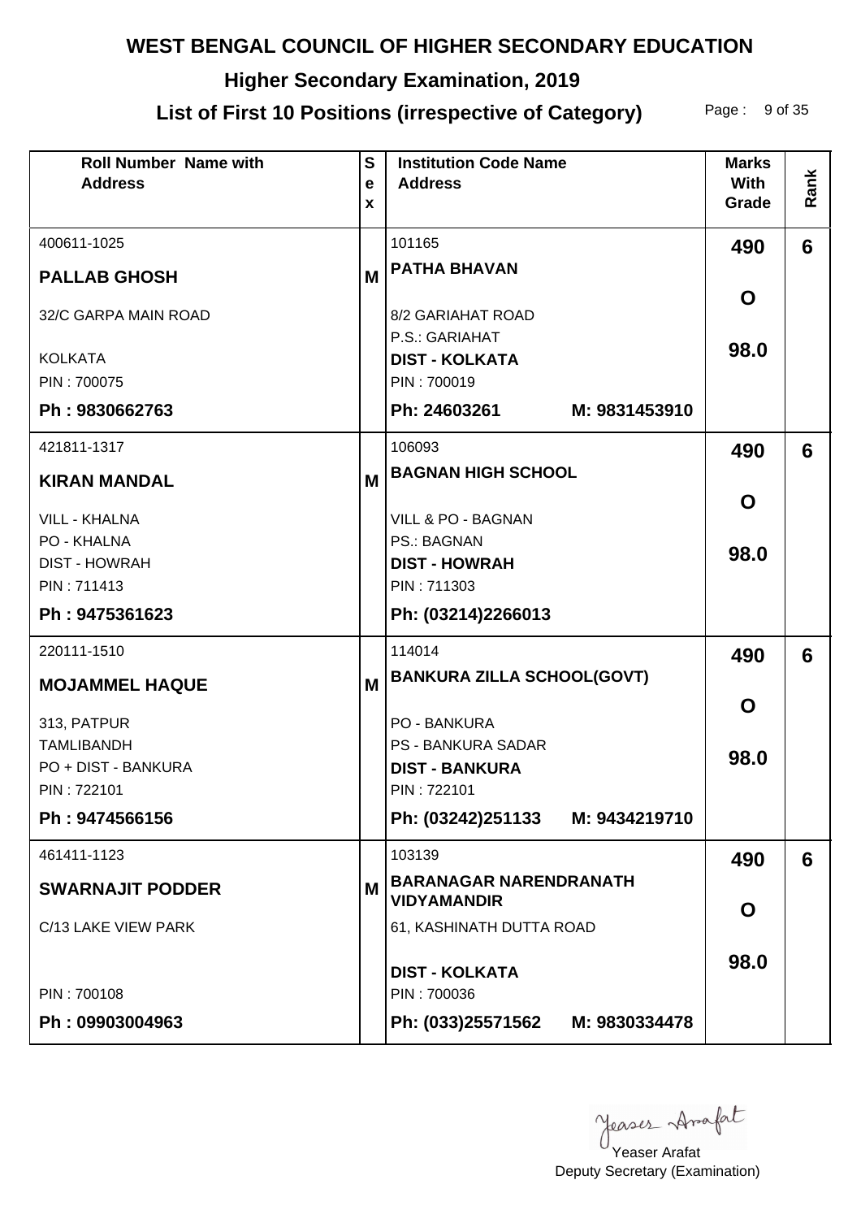# WEST BENGAL COUNCIL OF HIGHER SECONDARY EDUCATION

## Higher Secondary Examination, 2019

## List of First 10 Positions (irrespective of Category)

| Roll Number Name with Address | Sex | Institution Code Name Address | Marks With Grade | Rank |
|---|---|---|---|---|
| 400611-1025<br>**PALLAB GHOSH**<br>32/C GARPA MAIN ROAD<br>KOLKATA<br>PIN : 700075<br>**Ph : 9830662763** | M | 101165<br>**PATHA BHAVAN**<br>8/2 GARIAHAT ROAD<br>P.S.: GARIAHAT<br>**DIST - KOLKATA**<br>PIN : 700019<br>**Ph: 24603261 M: 9831453910** | **490**<br>**O**<br>**98.0** | **6** |
| 421811-1317<br>**KIRAN MANDAL**<br>VILL - KHALNA<br>PO - KHALNA<br>DIST - HOWRAH<br>PIN : 711413<br>**Ph : 9475361623** | M | 106093<br>**BAGNAN HIGH SCHOOL**<br>VILL & PO - BAGNAN<br>PS.: BAGNAN<br>**DIST - HOWRAH**<br>PIN : 711303<br>**Ph: (03214)2266013** | **490**<br>**O**<br>**98.0** | **6** |
| 220111-1510<br>**MOJAMMEL HAQUE**<br>313, PATPUR<br>TAMLIBANDH<br>PO + DIST - BANKURA<br>PIN : 722101<br>**Ph : 9474566156** | M | 114014<br>**BANKURA ZILLA SCHOOL(GOVT)**<br>PO - BANKURA<br>PS - BANKURA SADAR<br>**DIST - BANKURA**<br>PIN : 722101<br>**Ph: (03242)251133 M: 9434219710** | **490**<br>**O**<br>**98.0** | **6** |
| 461411-1123<br>**SWARNAJIT PODDER**<br>C/13 LAKE VIEW PARK<br>PIN : 700108<br>**Ph : 09903004963** | M | 103139<br>**BARANAGAR NARENDRANATH VIDYAMANDIR**<br>61, KASHINATH DUTTA ROAD<br>**DIST - KOLKATA**<br>PIN : 700036<br>**Ph: (033)25571562 M: 9830334478** | **490**<br>**O**<br>**98.0** | **6** |

Yeaser Arafat
Deputy Secretary (Examination)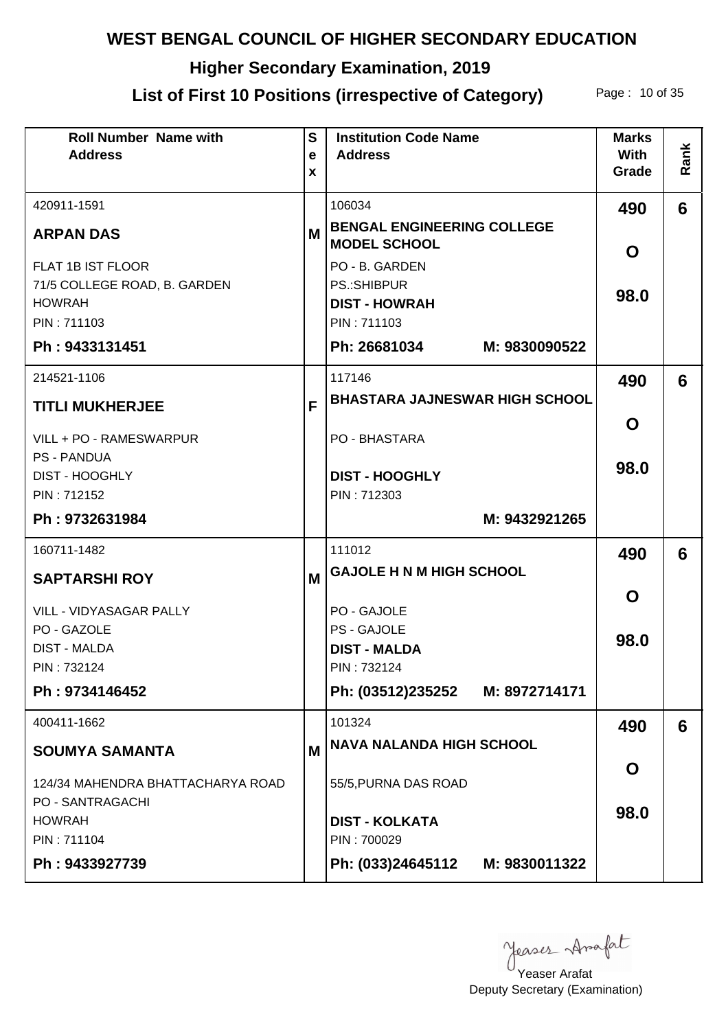# WEST BENGAL COUNCIL OF HIGHER SECONDARY EDUCATION

## Higher Secondary Examination, 2019

## List of First 10 Positions (irrespective of Category)

| Roll Number Name with Address | Sex | Institution Code Name Address | Marks With Grade | Rank |
|---|---|---|---|---|
| 420911-1591<br>**ARPAN DAS**<br>FLAT 1B IST FLOOR<br>71/5 COLLEGE ROAD, B. GARDEN<br>HOWRAH<br>PIN : 711103<br>**Ph : 9433131451** | M | 106034<br>**BENGAL ENGINEERING COLLEGE MODEL SCHOOL**<br>PO - B. GARDEN<br>PS.:SHIBPUR<br>**DIST - HOWRAH**<br>PIN : 711103<br>**Ph: 26681034 M: 9830090522** | **490**<br>**O**<br>**98.0** | **6** |
| 214521-1106<br>**TITLI MUKHERJEE**<br>VILL + PO - RAMESWARPUR<br>PS - PANDUA<br>DIST - HOOGHLY<br>PIN : 712152<br>**Ph : 9732631984** | F | 117146<br>**BHASTARA JAJNESWAR HIGH SCHOOL**<br>PO - BHASTARA<br>**DIST - HOOGHLY**<br>PIN : 712303<br>**M: 9432921265** | **490**<br>**O**<br>**98.0** | **6** |
| 160711-1482<br>**SAPTARSHI ROY**<br>VILL - VIDYASAGAR PALLY<br>PO - GAZOLE<br>DIST - MALDA<br>PIN : 732124<br>**Ph : 9734146452** | M | 111012<br>**GAJOLE H N M HIGH SCHOOL**<br>PO - GAJOLE<br>PS - GAJOLE<br>**DIST - MALDA**<br>PIN : 732124<br>**Ph: (03512)235252 M: 8972714171** | **490**<br>**O**<br>**98.0** | **6** |
| 400411-1662<br>**SOUMYA SAMANTA**<br>124/34 MAHENDRA BHATTACHARYA ROAD<br>PO - SANTRAGACHI<br>HOWRAH<br>PIN : 711104<br>**Ph : 9433927739** | M | 101324<br>**NAVA NALANDA HIGH SCHOOL**<br>55/5,PURNA DAS ROAD<br>**DIST - KOLKATA**<br>PIN : 700029<br>**Ph: (033)24645112 M: 9830011322** | **490**<br>**O**<br>**98.0** | **6** |

Yeaser Arafat
Deputy Secretary (Examination)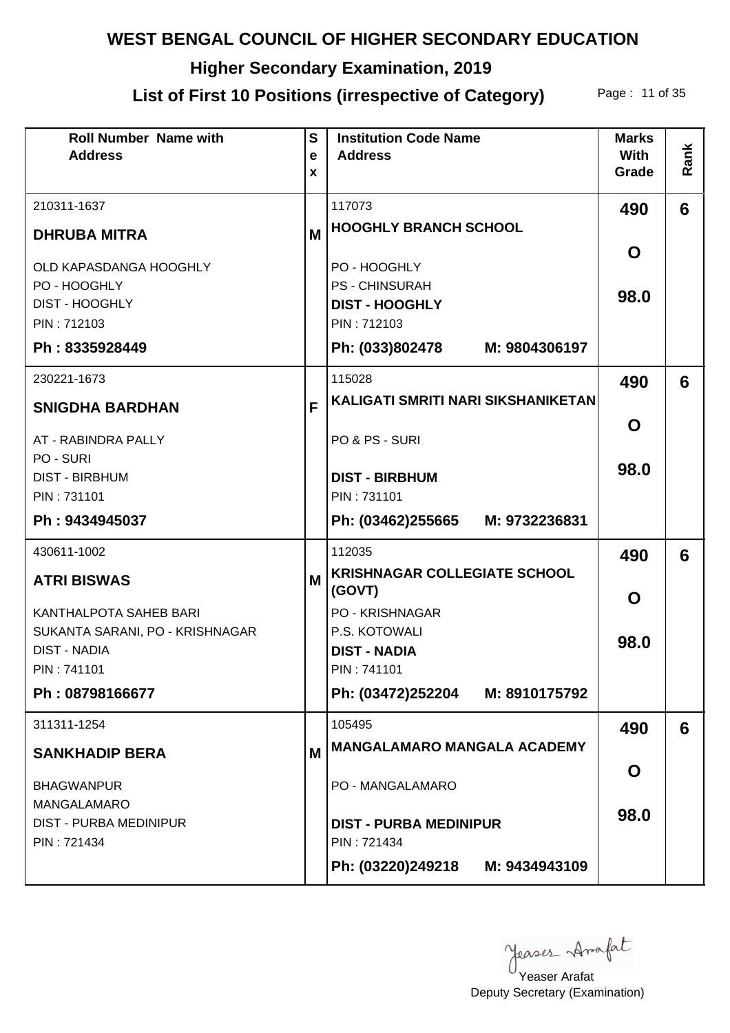# WEST BENGAL COUNCIL OF HIGHER SECONDARY EDUCATION

## Higher Secondary Examination, 2019

## List of First 10 Positions (irrespective of Category)

| Roll Number Name with Address | Sex | Institution Code Name Address | Marks With Grade | Rank |
|---|---|---|---|---|
| 210311-1637<br>**DHRUBA MITRA**<br>OLD KAPASDANGA HOOGHLY<br>PO - HOOGHLY<br>DIST - HOOGHLY<br>PIN : 712103<br>**Ph : 8335928449** | M | 117073<br>**HOOGHLY BRANCH SCHOOL**<br>PO - HOOGHLY<br>PS - CHINSURAH<br>**DIST - HOOGHLY**<br>PIN : 712103<br>**Ph: (033)802478 M: 9804306197** | **490**<br>**O**<br>**98.0** | **6** |
| 230221-1673<br>**SNIGDHA BARDHAN**<br>AT - RABINDRA PALLY<br>PO - SURI<br>DIST - BIRBHUM<br>PIN : 731101<br>**Ph : 9434945037** | F | 115028<br>**KALIGATI SMRITI NARI SIKSHANIKETAN**<br>PO & PS - SURI<br>**DIST - BIRBHUM**<br>PIN : 731101<br>**Ph: (03462)255665 M: 9732236831** | **490**<br>**O**<br>**98.0** | **6** |
| 430611-1002<br>**ATRI BISWAS**<br>KANTHALPOTA SAHEB BARI<br>SUKANTA SARANI, PO - KRISHNAGAR<br>DIST - NADIA<br>PIN : 741101<br>**Ph : 08798166677** | M | 112035<br>**KRISHNAGAR COLLEGIATE SCHOOL (GOVT)**<br>PO - KRISHNAGAR<br>P.S. KOTOWALI<br>**DIST - NADIA**<br>PIN : 741101<br>**Ph: (03472)252204 M: 8910175792** | **490**<br>**O**<br>**98.0** | **6** |
| 311311-1254<br>**SANKHADIP BERA**<br>BHAGWANPUR<br>MANGALAMARO<br>DIST - PURBA MEDINIPUR<br>PIN : 721434 | M | 105495<br>**MANGALAMARO MANGALA ACADEMY**<br>PO - MANGALAMARO<br>**DIST - PURBA MEDINIPUR**<br>PIN : 721434<br>**Ph: (03220)249218 M: 9434943109** | **490**<br>**O**<br>**98.0** | **6** |

Yeaser Arafat
Deputy Secretary (Examination)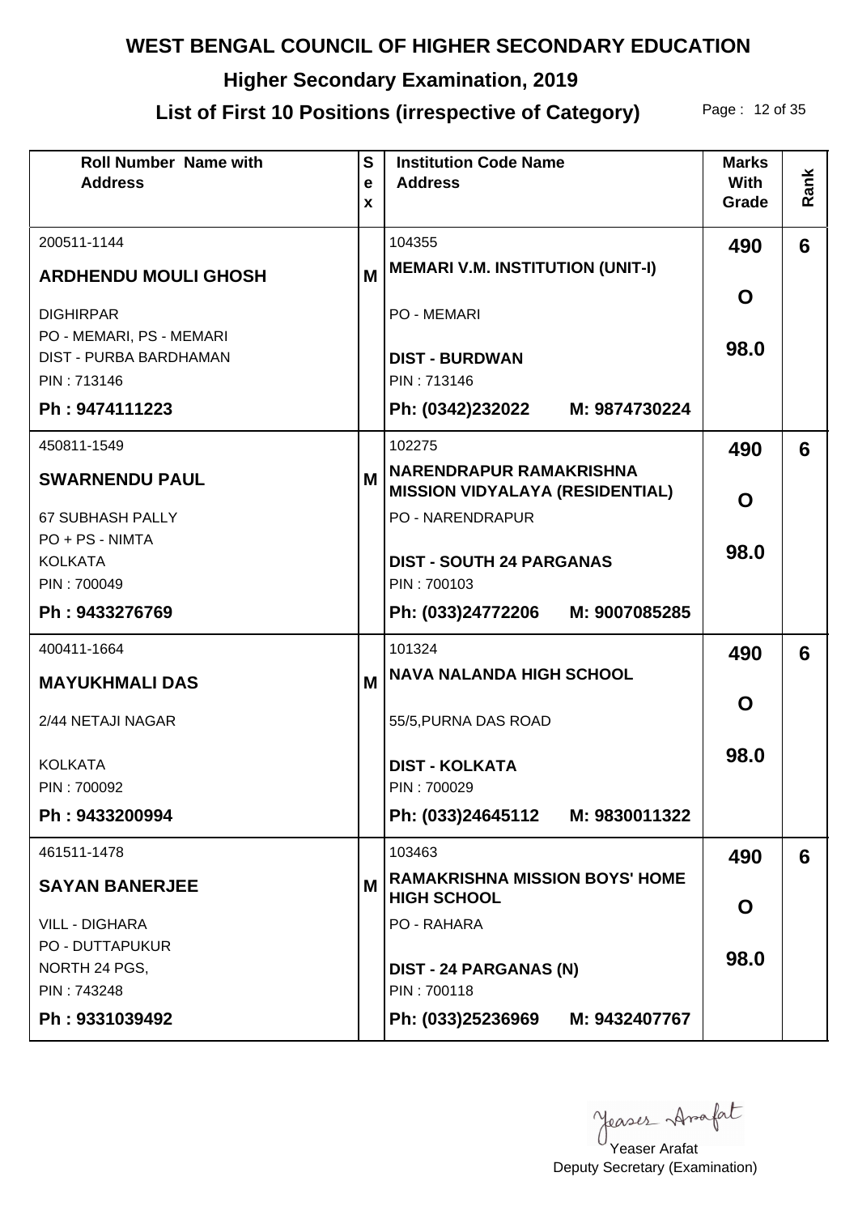# WEST BENGAL COUNCIL OF HIGHER SECONDARY EDUCATION

## Higher Secondary Examination, 2019

## List of First 10 Positions (irrespective of Category)

| Roll Number Name with Address | Sex | Institution Code Name Address | Marks With Grade | Rank |
|---|---|---|---|---|
| 200511-1144<br>**ARDHENDU MOULI GHOSH**<br>DIGHIRPAR<br>PO - MEMARI, PS - MEMARI<br>DIST - PURBA BARDHAMAN<br>PIN : 713146<br>**Ph : 9474111223** | M | 104355<br>**MEMARI V.M. INSTITUTION (UNIT-I)**<br>PO - MEMARI<br>**DIST - BURDWAN**<br>PIN : 713146<br>**Ph: (0342)232022 M: 9874730224** | **490**<br>**O**<br>**98.0** | **6** |
| 450811-1549<br>**SWARNENDU PAUL**<br>67 SUBHASH PALLY<br>PO + PS - NIMTA<br>KOLKATA<br>PIN : 700049<br>**Ph : 9433276769** | M | 102275<br>**NARENDRAPUR RAMAKRISHNA MISSION VIDYALAYA (RESIDENTIAL)**<br>PO - NARENDRAPUR<br>**DIST - SOUTH 24 PARGANAS**<br>PIN : 700103<br>**Ph: (033)24772206 M: 9007085285** | **490**<br>**O**<br>**98.0** | **6** |
| 400411-1664<br>**MAYUKHMALI DAS**<br>2/44 NETAJI NAGAR<br>KOLKATA<br>PIN : 700092<br>**Ph : 9433200994** | M | 101324<br>**NAVA NALANDA HIGH SCHOOL**<br>55/5,PURNA DAS ROAD<br>**DIST - KOLKATA**<br>PIN : 700029<br>**Ph: (033)24645112 M: 9830011322** | **490**<br>**O**<br>**98.0** | **6** |
| 461511-1478<br>**SAYAN BANERJEE**<br>VILL - DIGHARA<br>PO - DUTTAPUKUR<br>NORTH 24 PGS,<br>PIN : 743248<br>**Ph : 9331039492** | M | 103463<br>**RAMAKRISHNA MISSION BOYS' HOME HIGH SCHOOL**<br>PO - RAHARA<br>**DIST - 24 PARGANAS (N)**<br>PIN : 700118<br>**Ph: (033)25236969 M: 9432407767** | **490**<br>**O**<br>**98.0** | **6** |

Yeaser Arafat
Deputy Secretary (Examination)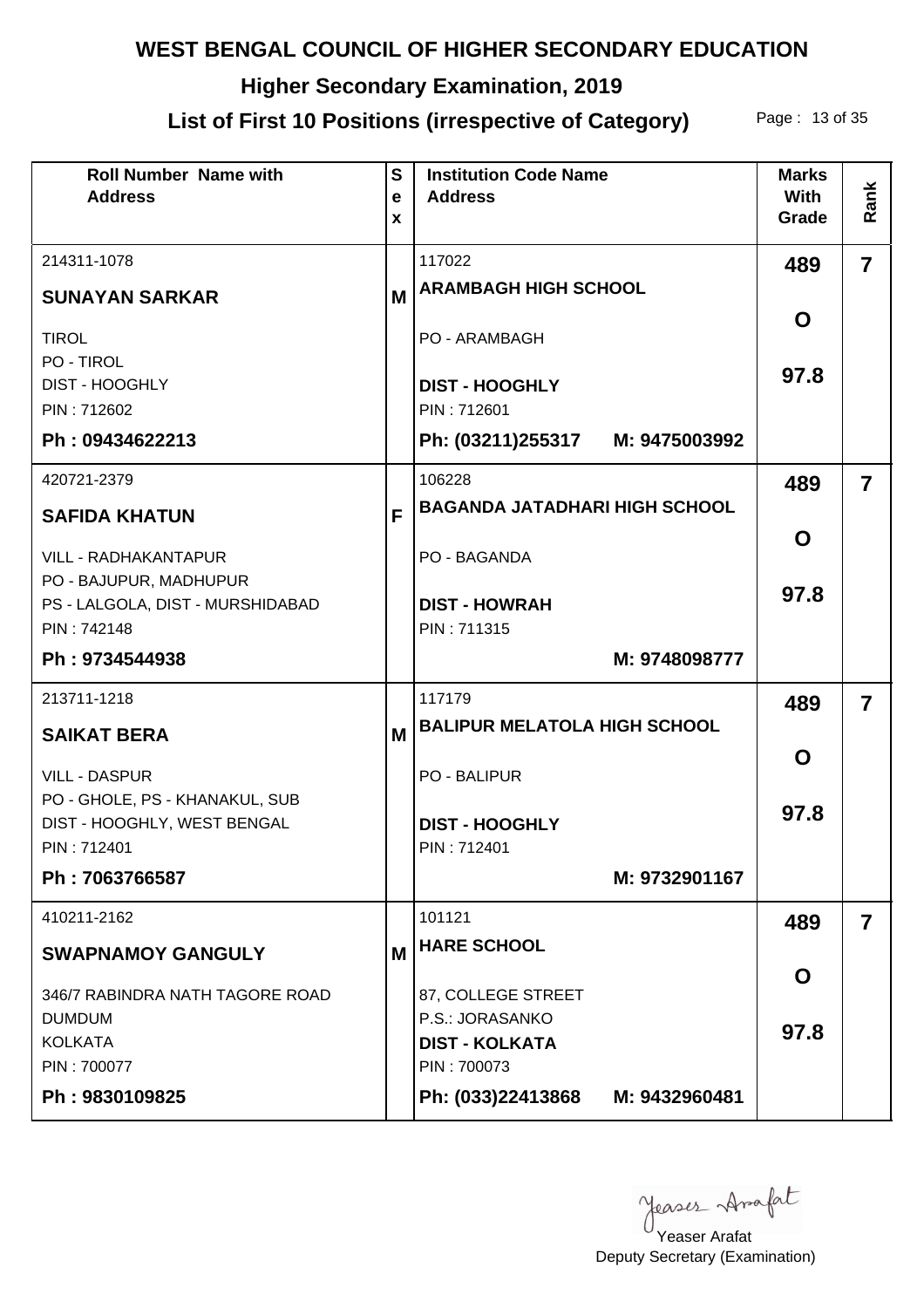# WEST BENGAL COUNCIL OF HIGHER SECONDARY EDUCATION

## Higher Secondary Examination, 2019

## List of First 10 Positions (irrespective of Category)

| Roll Number Name with Address | Sex | Institution Code Name Address | Marks With Grade | Rank |
|---|---|---|---|---|
| 214311-1078<br>**SUNAYAN SARKAR**<br>TIROL<br>PO - TIROL<br>DIST - HOOGHLY<br>PIN : 712602<br>**Ph : 09434622213** | M | 117022<br>**ARAMBAGH HIGH SCHOOL**<br>PO - ARAMBAGH<br>**DIST - HOOGHLY**<br>PIN : 712601<br>**Ph: (03211)255317 M: 9475003992** | **489**<br>**O**<br>**97.8** | **7** |
| 420721-2379<br>**SAFIDA KHATUN**<br>VILL - RADHAKANTAPUR<br>PO - BAJUPUR, MADHUPUR<br>PS - LALGOLA, DIST - MURSHIDABAD<br>PIN : 742148<br>**Ph : 9734544938** | F | 106228<br>**BAGANDA JATADHARI HIGH SCHOOL**<br>PO - BAGANDA<br>**DIST - HOWRAH**<br>PIN : 711315<br>**M: 9748098777** | **489**<br>**O**<br>**97.8** | **7** |
| 213711-1218<br>**SAIKAT BERA**<br>VILL - DASPUR<br>PO - GHOLE, PS - KHANAKUL, SUB<br>DIST - HOOGHLY, WEST BENGAL<br>PIN : 712401<br>**Ph : 7063766587** | M | 117179<br>**BALIPUR MELATOLA HIGH SCHOOL**<br>PO - BALIPUR<br>**DIST - HOOGHLY**<br>PIN : 712401<br>**M: 9732901167** | **489**<br>**O**<br>**97.8** | **7** |
| 410211-2162<br>**SWAPNAMOY GANGULY**<br>346/7 RABINDRA NATH TAGORE ROAD<br>DUMDUM<br>KOLKATA<br>PIN : 700077<br>**Ph : 9830109825** | M | 101121<br>**HARE SCHOOL**<br>87, COLLEGE STREET<br>P.S.: JORASANKO<br>**DIST - KOLKATA**<br>PIN : 700073<br>**Ph: (033)22413868 M: 9432960481** | **489**<br>**O**<br>**97.8** | **7** |

Yeaser Arafat
Deputy Secretary (Examination)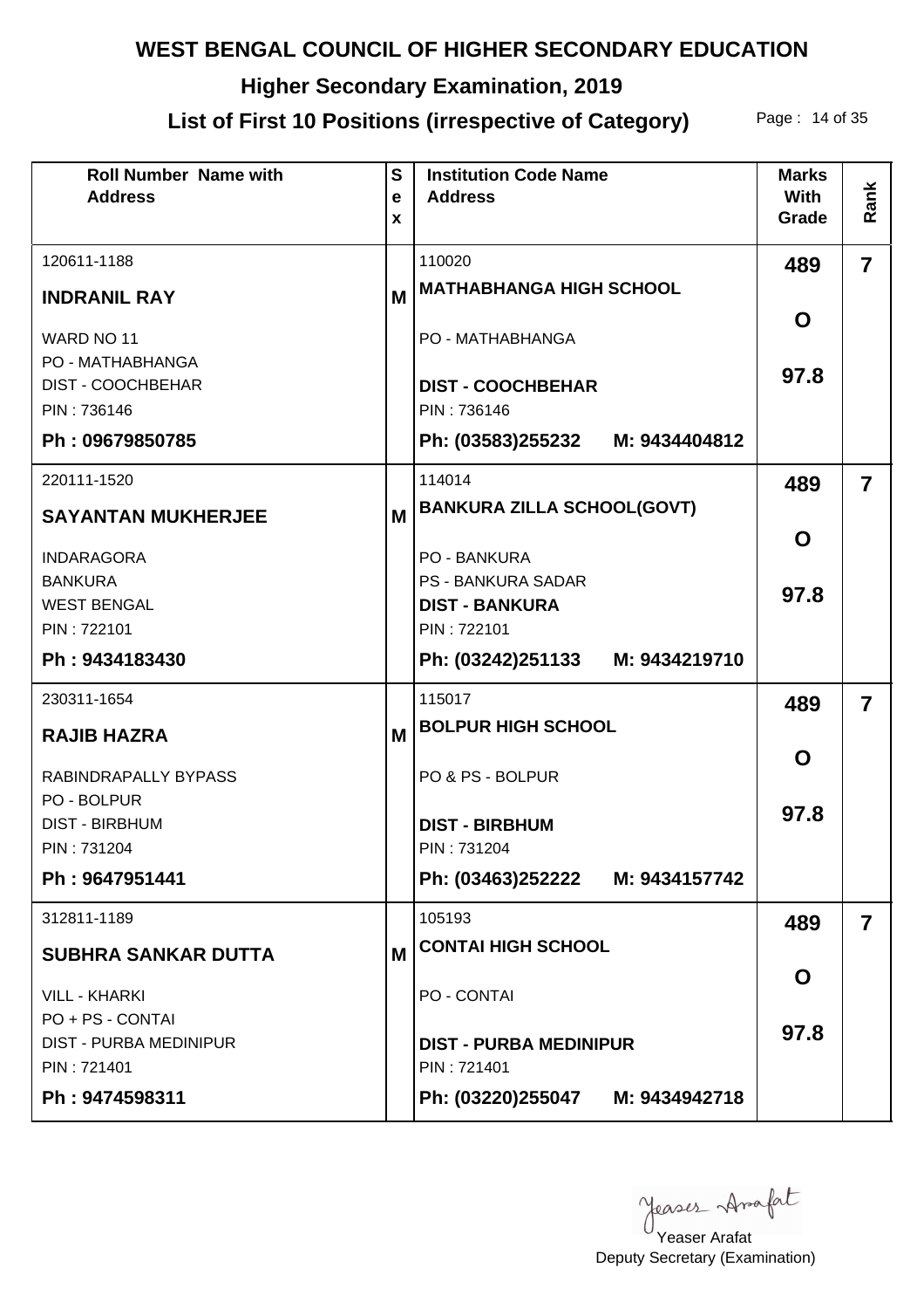# WEST BENGAL COUNCIL OF HIGHER SECONDARY EDUCATION

## Higher Secondary Examination, 2019

## List of First 10 Positions (irrespective of Category)

| Roll Number Name with Address | Sex | Institution Code Name Address | Marks With Grade | Rank |
|---|---|---|---|---|
| 120611-1188<br>**INDRANIL RAY**<br>WARD NO 11<br>PO - MATHABHANGA<br>DIST - COOCHBEHAR<br>PIN : 736146<br>**Ph : 09679850785** | M | 110020<br>**MATHABHANGA HIGH SCHOOL**<br>PO - MATHABHANGA<br>**DIST - COOCHBEHAR**<br>PIN : 736146<br>**Ph: (03583)255232 M: 9434404812** | **489**<br>**O**<br>**97.8** | **7** |
| 220111-1520<br>**SAYANTAN MUKHERJEE**<br>INDARAGORA<br>BANKURA<br>WEST BENGAL<br>PIN : 722101<br>**Ph : 9434183430** | M | 114014<br>**BANKURA ZILLA SCHOOL(GOVT)**<br>PO - BANKURA<br>PS - BANKURA SADAR<br>**DIST - BANKURA**<br>PIN : 722101<br>**Ph: (03242)251133 M: 9434219710** | **489**<br>**O**<br>**97.8** | **7** |
| 230311-1654<br>**RAJIB HAZRA**<br>RABINDRAPALLY BYPASS<br>PO - BOLPUR<br>DIST - BIRBHUM<br>PIN : 731204<br>**Ph : 9647951441** | M | 115017<br>**BOLPUR HIGH SCHOOL**<br>PO & PS - BOLPUR<br>**DIST - BIRBHUM**<br>PIN : 731204<br>**Ph: (03463)252222 M: 9434157742** | **489**<br>**O**<br>**97.8** | **7** |
| 312811-1189<br>**SUBHRA SANKAR DUTTA**<br>VILL - KHARKI<br>PO + PS - CONTAI<br>DIST - PURBA MEDINIPUR<br>PIN : 721401<br>**Ph : 9474598311** | M | 105193<br>**CONTAI HIGH SCHOOL**<br>PO - CONTAI<br>**DIST - PURBA MEDINIPUR**<br>PIN : 721401<br>**Ph: (03220)255047 M: 9434942718** | **489**<br>**O**<br>**97.8** | **7** |

Yeaser Arafat
Deputy Secretary (Examination)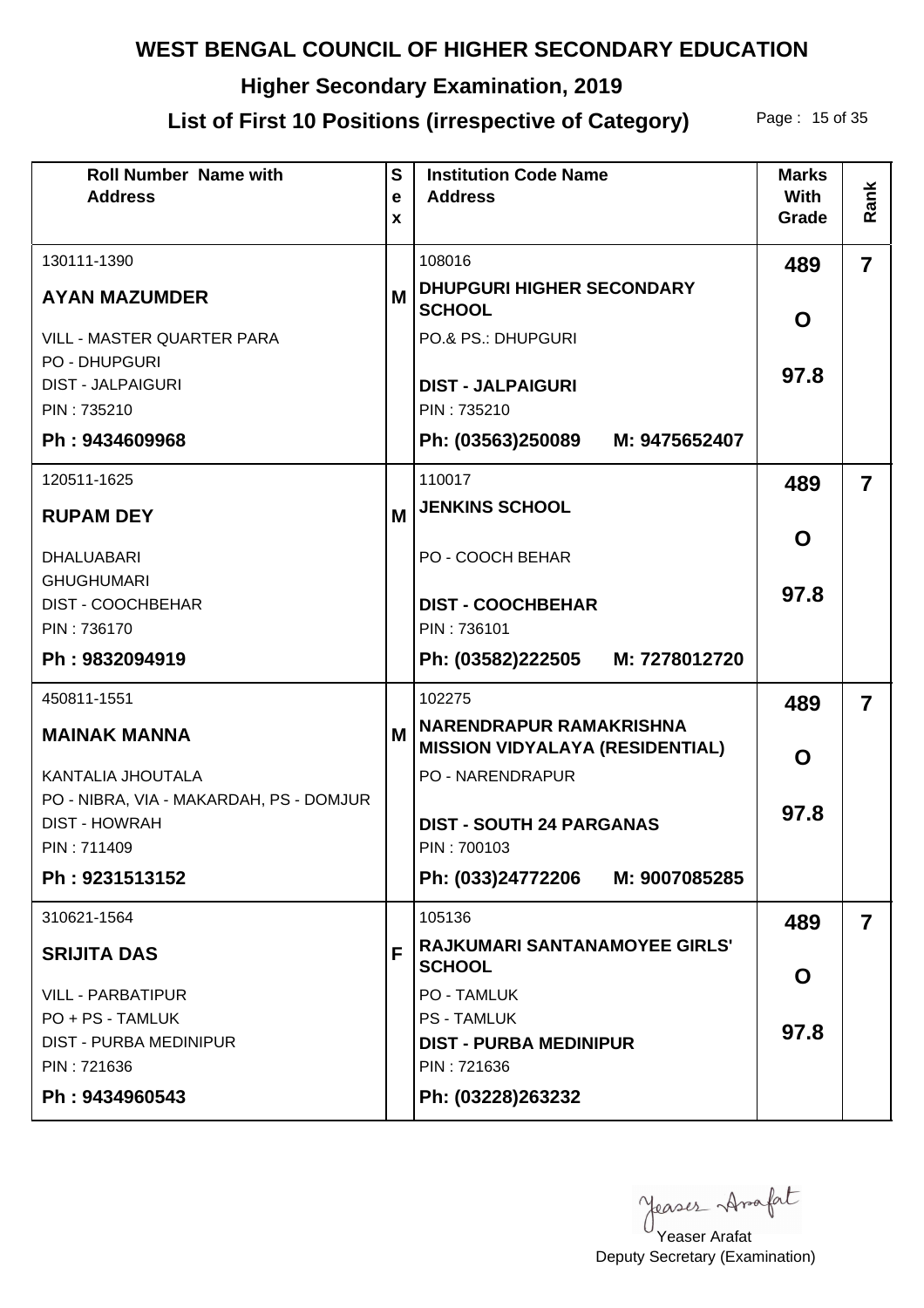# WEST BENGAL COUNCIL OF HIGHER SECONDARY EDUCATION

## Higher Secondary Examination, 2019

## List of First 10 Positions (irrespective of Category)

| Roll Number Name with Address | Sex | Institution Code Name Address | Marks With Grade | Rank |
|---|---|---|---|---|
| 130111-1390<br>**AYAN MAZUMDER**<br>VILL - MASTER QUARTER PARA<br>PO - DHUPGURI<br>DIST - JALPAIGURI<br>PIN : 735210<br>**Ph : 9434609968** | M | 108016<br>**DHUPGURI HIGHER SECONDARY SCHOOL**<br>PO.& PS.: DHUPGURI<br>**DIST - JALPAIGURI**<br>PIN : 735210<br>**Ph: (03563)250089 M: 9475652407** | **489**<br>**O**<br>**97.8** | **7** |
| 120511-1625<br>**RUPAM DEY**<br>DHALUABARI<br>GHUGHUMARI<br>DIST - COOCHBEHAR<br>PIN : 736170<br>**Ph : 9832094919** | M | 110017<br>**JENKINS SCHOOL**<br>PO - COOCH BEHAR<br>**DIST - COOCHBEHAR**<br>PIN : 736101<br>**Ph: (03582)222505 M: 7278012720** | **489**<br>**O**<br>**97.8** | **7** |
| 450811-1551<br>**MAINAK MANNA**<br>KANTALIA JHOUTALA<br>PO - NIBRA, VIA - MAKARDAH, PS - DOMJUR<br>DIST - HOWRAH<br>PIN : 711409<br>**Ph : 9231513152** | M | 102275<br>**NARENDRAPUR RAMAKRISHNA MISSION VIDYALAYA (RESIDENTIAL)**<br>PO - NARENDRAPUR<br>**DIST - SOUTH 24 PARGANAS**<br>PIN : 700103<br>**Ph: (033)24772206 M: 9007085285** | **489**<br>**O**<br>**97.8** | **7** |
| 310621-1564<br>**SRIJITA DAS**<br>VILL - PARBATIPUR<br>PO + PS - TAMLUK<br>DIST - PURBA MEDINIPUR<br>PIN : 721636<br>**Ph : 9434960543** | F | 105136<br>**RAJKUMARI SANTANAMOYEE GIRLS' SCHOOL**<br>PO - TAMLUK<br>PS - TAMLUK<br>**DIST - PURBA MEDINIPUR**<br>PIN : 721636<br>**Ph: (03228)263232** | **489**<br>**O**<br>**97.8** | **7** |

Yeaser Arafat
Deputy Secretary (Examination)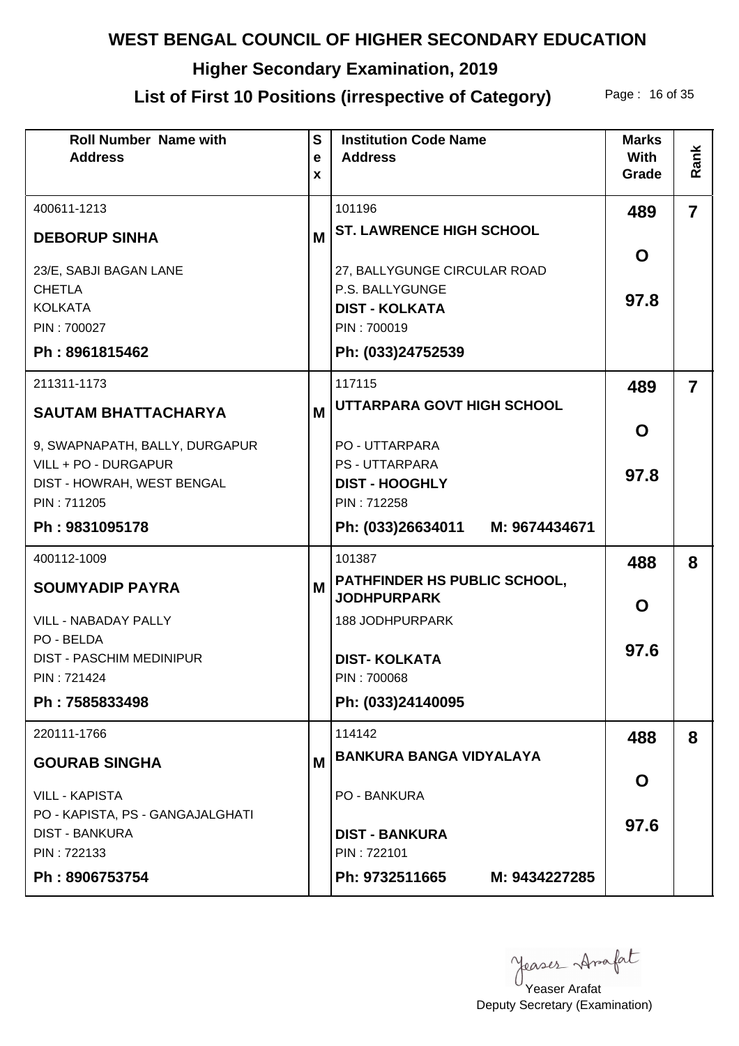# WEST BENGAL COUNCIL OF HIGHER SECONDARY EDUCATION

## Higher Secondary Examination, 2019

## List of First 10 Positions (irrespective of Category)

| Roll Number Name with Address | Sex | Institution Code Name Address | Marks With Grade | Rank |
|---|---|---|---|---|
| 400611-1213<br>**DEBORUP SINHA**<br>23/E, SABJI BAGAN LANE<br>CHETLA<br>KOLKATA<br>PIN : 700027<br>**Ph : 8961815462** | **M** | 101196<br>**ST. LAWRENCE HIGH SCHOOL**<br>27, BALLYGUNGE CIRCULAR ROAD<br>P.S. BALLYGUNGE<br>**DIST - KOLKATA**<br>PIN : 700019<br>**Ph: (033)24752539** | **489**<br>**O**<br>**97.8** | **7** |
| 211311-1173<br>**SAUTAM BHATTACHARYA**<br>9, SWAPNAPATH, BALLY, DURGAPUR<br>VILL + PO - DURGAPUR<br>DIST - HOWRAH, WEST BENGAL<br>PIN : 711205<br>**Ph : 9831095178** | **M** | 117115<br>**UTTARPARA GOVT HIGH SCHOOL**<br>PO - UTTARPARA<br>PS - UTTARPARA<br>**DIST - HOOGHLY**<br>PIN : 712258<br>**Ph: (033)26634011 M: 9674434671** | **489**<br>**O**<br>**97.8** | **7** |
| 400112-1009<br>**SOUMYADIP PAYRA**<br>VILL - NABADAY PALLY<br>PO - BELDA<br>DIST - PASCHIM MEDINIPUR<br>PIN : 721424<br>**Ph : 7585833498** | **M** | 101387<br>**PATHFINDER HS PUBLIC SCHOOL, JODHPURPARK**<br>188 JODHPURPARK<br>**DIST- KOLKATA**<br>PIN : 700068<br>**Ph: (033)24140095** | **488**<br>**O**<br>**97.6** | **8** |
| 220111-1766<br>**GOURAB SINGHA**<br>VILL - KAPISTA<br>PO - KAPISTA, PS - GANGAJALGHATI<br>DIST - BANKURA<br>PIN : 722133<br>**Ph : 8906753754** | **M** | 114142<br>**BANKURA BANGA VIDYALAYA**<br>PO - BANKURA<br>**DIST - BANKURA**<br>PIN : 722101<br>**Ph: 9732511665 M: 9434227285** | **488**<br>**O**<br>**97.6** | **8** |

Yeaser Arafat
Deputy Secretary (Examination)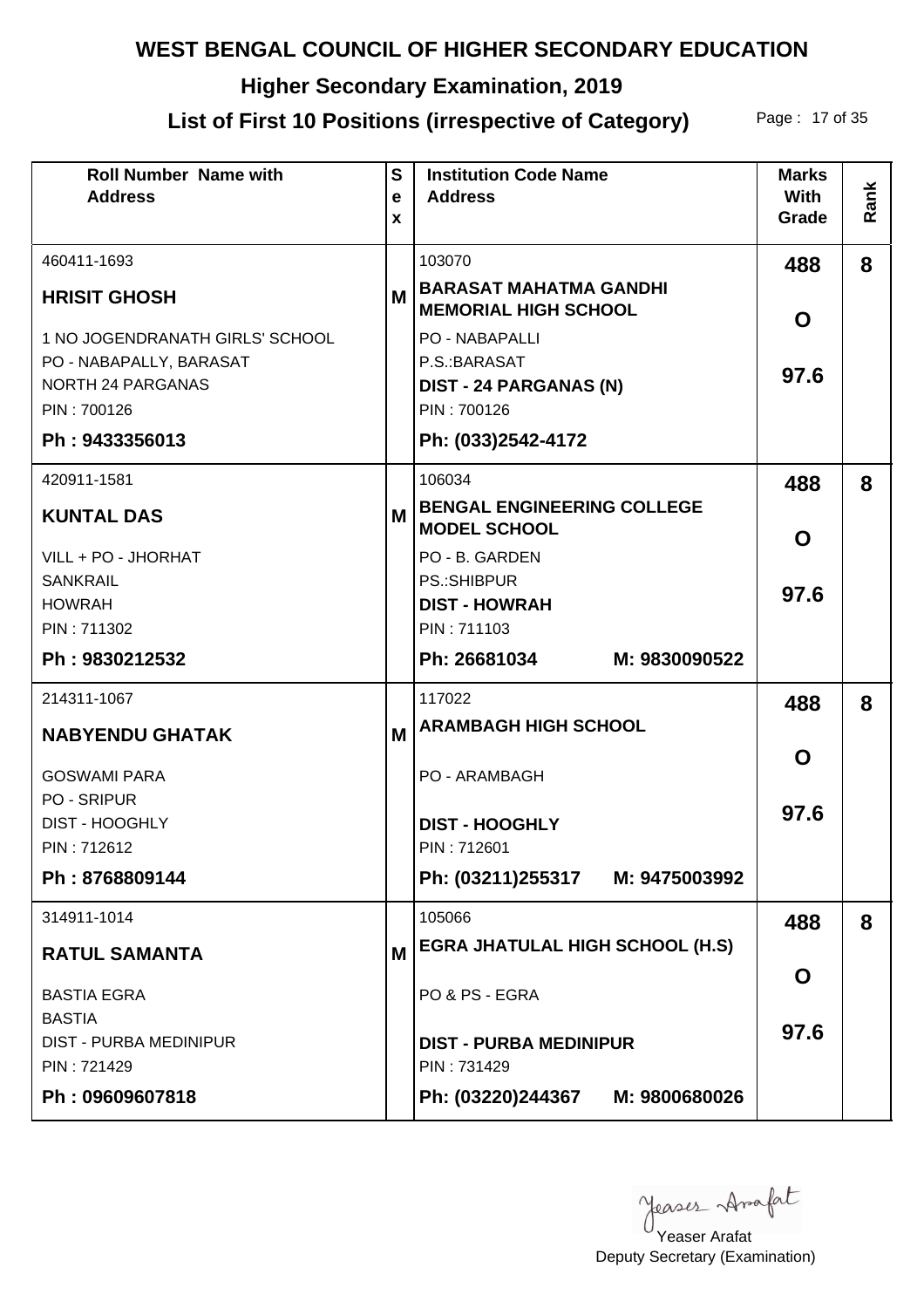# WEST BENGAL COUNCIL OF HIGHER SECONDARY EDUCATION

## Higher Secondary Examination, 2019

## List of First 10 Positions (irrespective of Category)

| Roll Number Name with Address | Sex | Institution Code Name Address | Marks With Grade | Rank |
|---|---|---|---|---|
| 460411-1693<br>**HRISIT GHOSH**<br>1 NO JOGENDRANATH GIRLS' SCHOOL<br>PO - NABAPALLY, BARASAT<br>NORTH 24 PARGANAS<br>PIN : 700126<br>**Ph : 9433356013** | **M** | 103070<br>**BARASAT MAHATMA GANDHI MEMORIAL HIGH SCHOOL**<br>PO - NABAPALLI<br>P.S.:BARASAT<br>**DIST - 24 PARGANAS (N)**<br>PIN : 700126<br>**Ph: (033)2542-4172** | **488**<br>**O**<br>**97.6** | **8** |
| 420911-1581<br>**KUNTAL DAS**<br>VILL + PO - JHORHAT<br>SANKRAIL<br>HOWRAH<br>PIN : 711302<br>**Ph : 9830212532** | **M** | 106034<br>**BENGAL ENGINEERING COLLEGE MODEL SCHOOL**<br>PO - B. GARDEN<br>PS.:SHIBPUR<br>**DIST - HOWRAH**<br>PIN : 711103<br>**Ph: 26681034 M: 9830090522** | **488**<br>**O**<br>**97.6** | **8** |
| 214311-1067<br>**NABYENDU GHATAK**<br>GOSWAMI PARA<br>PO - SRIPUR<br>DIST - HOOGHLY<br>PIN : 712612<br>**Ph : 8768809144** | **M** | 117022<br>**ARAMBAGH HIGH SCHOOL**<br>PO - ARAMBAGH<br>**DIST - HOOGHLY**<br>PIN : 712601<br>**Ph: (03211)255317 M: 9475003992** | **488**<br>**O**<br>**97.6** | **8** |
| 314911-1014<br>**RATUL SAMANTA**<br>BASTIA EGRA<br>BASTIA<br>DIST - PURBA MEDINIPUR<br>PIN : 721429<br>**Ph : 09609607818** | **M** | 105066<br>**EGRA JHATULAL HIGH SCHOOL (H.S)**<br>PO & PS - EGRA<br>**DIST - PURBA MEDINIPUR**<br>PIN : 731429<br>**Ph: (03220)244367 M: 9800680026** | **488**<br>**O**<br>**97.6** | **8** |

Yeaser Arafat
Deputy Secretary (Examination)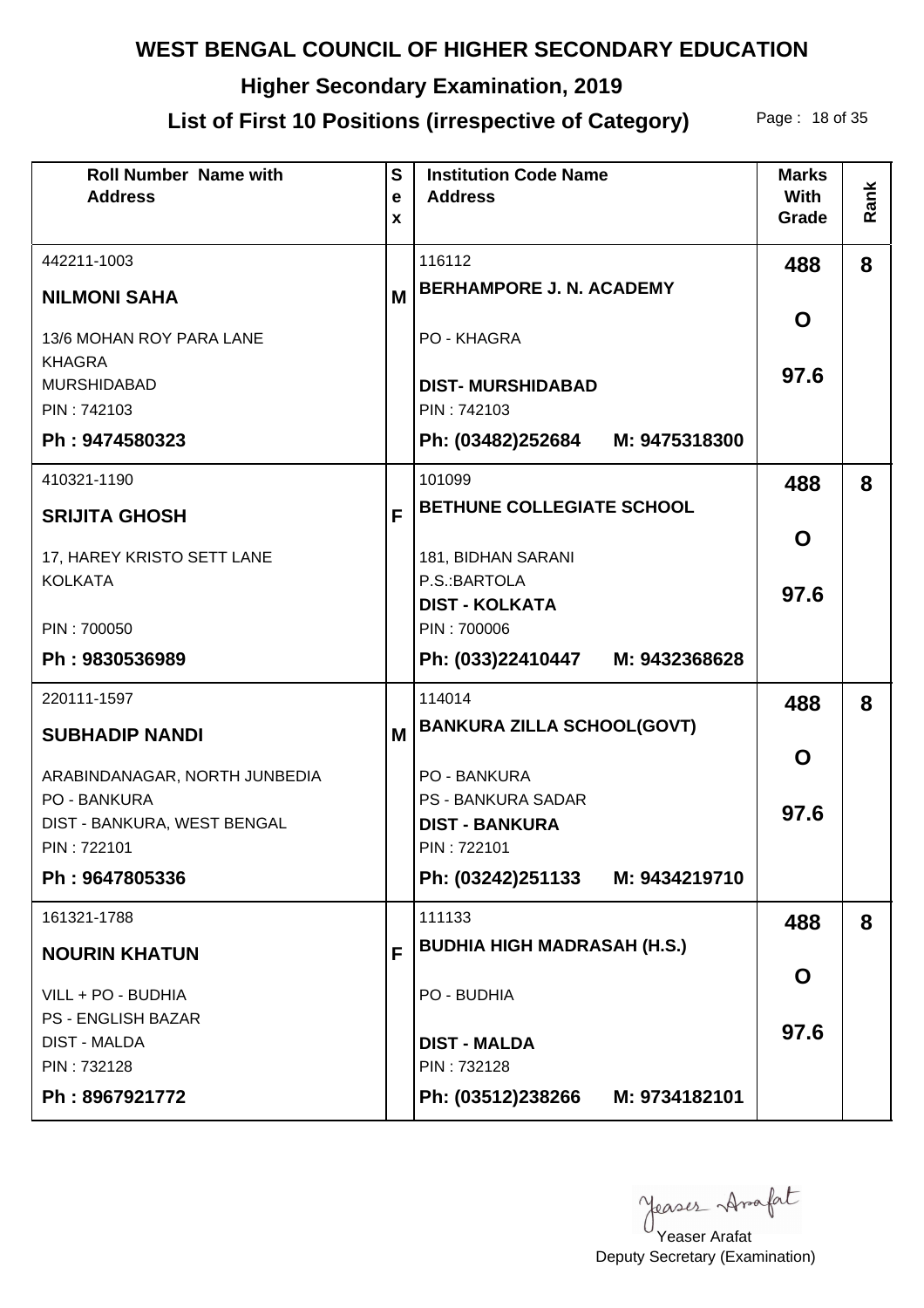# WEST BENGAL COUNCIL OF HIGHER SECONDARY EDUCATION

## Higher Secondary Examination, 2019

## List of First 10 Positions (irrespective of Category)

| Roll Number Name with Address | Sex | Institution Code Name Address | Marks With Grade | Rank |
|---|---|---|---|---|
| 442211-1003<br>**NILMONI SAHA**<br>13/6 MOHAN ROY PARA LANE<br>KHAGRA<br>MURSHIDABAD<br>PIN : 742103<br>**Ph : 9474580323** | M | 116112<br>**BERHAMPORE J. N. ACADEMY**<br>PO - KHAGRA<br>**DIST- MURSHIDABAD**<br>PIN : 742103<br>**Ph: (03482)252684 M: 9475318300** | **488**<br>**O**<br>**97.6** | **8** |
| 410321-1190<br>**SRIJITA GHOSH**<br>17, HAREY KRISTO SETT LANE<br>KOLKATA<br>PIN : 700050<br>**Ph : 9830536989** | F | 101099<br>**BETHUNE COLLEGIATE SCHOOL**<br>181, BIDHAN SARANI<br>P.S.:BARTOLA<br>**DIST - KOLKATA**<br>PIN : 700006<br>**Ph: (033)22410447 M: 9432368628** | **488**<br>**O**<br>**97.6** | **8** |
| 220111-1597<br>**SUBHADIP NANDI**<br>ARABINDANAGAR, NORTH JUNBEDIA<br>PO - BANKURA<br>DIST - BANKURA, WEST BENGAL<br>PIN : 722101<br>**Ph : 9647805336** | M | 114014<br>**BANKURA ZILLA SCHOOL(GOVT)**<br>PO - BANKURA<br>PS - BANKURA SADAR<br>**DIST - BANKURA**<br>PIN : 722101<br>**Ph: (03242)251133 M: 9434219710** | **488**<br>**O**<br>**97.6** | **8** |
| 161321-1788<br>**NOURIN KHATUN**<br>VILL + PO - BUDHIA<br>PS - ENGLISH BAZAR<br>DIST - MALDA<br>PIN : 732128<br>**Ph : 8967921772** | F | 111133<br>**BUDHIA HIGH MADRASAH (H.S.)**<br>PO - BUDHIA<br>**DIST - MALDA**<br>PIN : 732128<br>**Ph: (03512)238266 M: 9734182101** | **488**<br>**O**<br>**97.6** | **8** |

Yeaser Arafat
Deputy Secretary (Examination)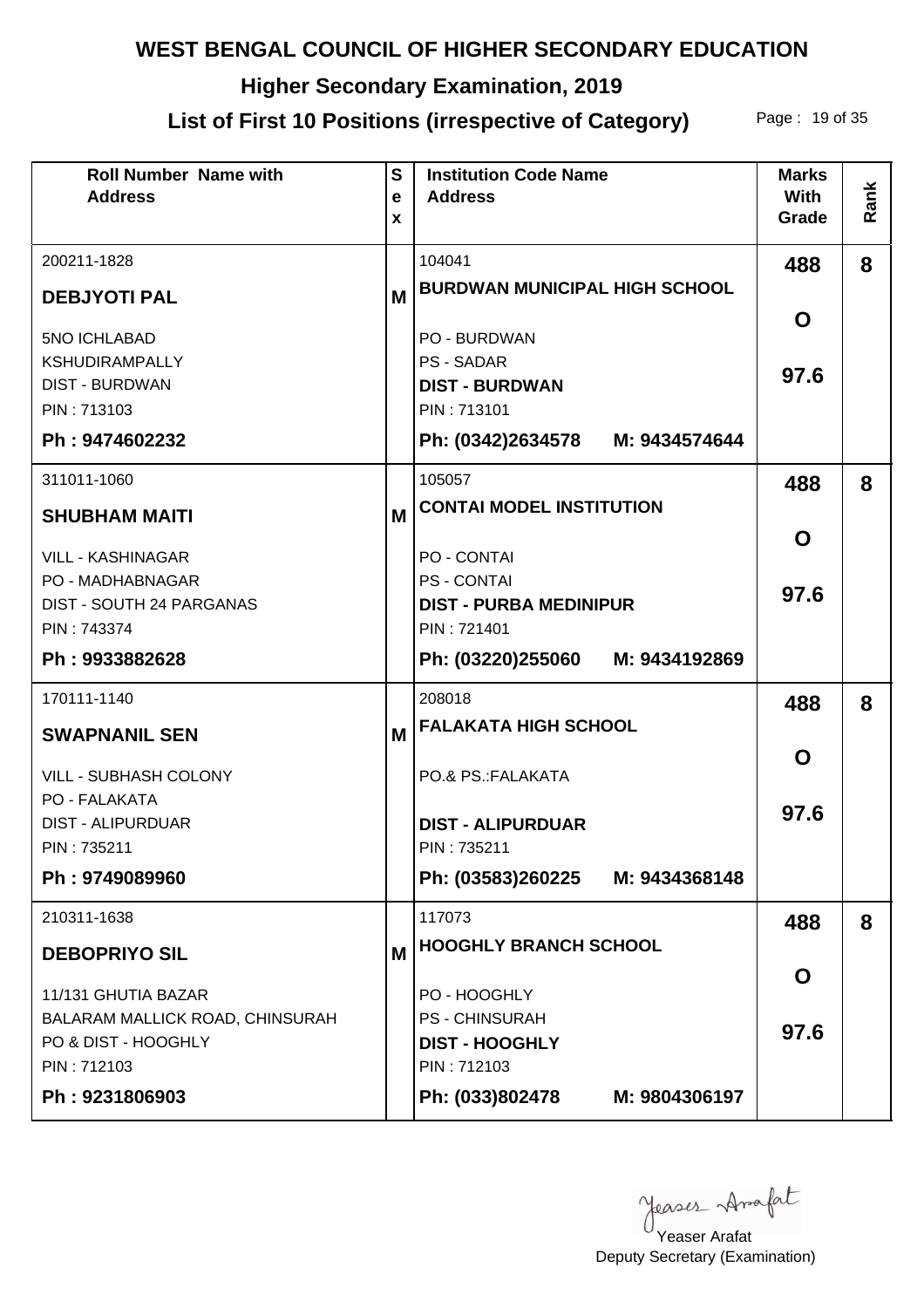# WEST BENGAL COUNCIL OF HIGHER SECONDARY EDUCATION

## Higher Secondary Examination, 2019

## List of First 10 Positions (irrespective of Category)

| Roll Number Name with Address | Sex | Institution Code Name Address | Marks With Grade | Rank |
|---|---|---|---|---|
| 200211-1828<br>**DEBJYOTI PAL**<br>5NO ICHLABAD<br>KSHUDIRAMPALLY<br>DIST - BURDWAN<br>PIN : 713103<br>**Ph : 9474602232** | M | 104041<br>**BURDWAN MUNICIPAL HIGH SCHOOL**<br>PO - BURDWAN<br>PS - SADAR<br>**DIST - BURDWAN**<br>PIN : 713101<br>**Ph: (0342)2634578 M: 9434574644** | **488**<br>**O**<br>**97.6** | **8** |
| 311011-1060<br>**SHUBHAM MAITI**<br>VILL - KASHINAGAR<br>PO - MADHABNAGAR<br>DIST - SOUTH 24 PARGANAS<br>PIN : 743374<br>**Ph : 9933882628** | M | 105057<br>**CONTAI MODEL INSTITUTION**<br>PO - CONTAI<br>PS - CONTAI<br>**DIST - PURBA MEDINIPUR**<br>PIN : 721401<br>**Ph: (03220)255060 M: 9434192869** | **488**<br>**O**<br>**97.6** | **8** |
| 170111-1140<br>**SWAPNANIL SEN**<br>VILL - SUBHASH COLONY<br>PO - FALAKATA<br>DIST - ALIPURDUAR<br>PIN : 735211<br>**Ph : 9749089960** | M | 208018<br>**FALAKATA HIGH SCHOOL**<br>PO.& PS.:FALAKATA<br>**DIST - ALIPURDUAR**<br>PIN : 735211<br>**Ph: (03583)260225 M: 9434368148** | **488**<br>**O**<br>**97.6** | **8** |
| 210311-1638<br>**DEBOPRIYO SIL**<br>11/131 GHUTIA BAZAR<br>BALARAM MALLICK ROAD, CHINSURAH<br>PO & DIST - HOOGHLY<br>PIN : 712103<br>**Ph : 9231806903** | M | 117073<br>**HOOGHLY BRANCH SCHOOL**<br>PO - HOOGHLY<br>PS - CHINSURAH<br>**DIST - HOOGHLY**<br>PIN : 712103<br>**Ph: (033)802478 M: 9804306197** | **488**<br>**O**<br>**97.6** | **8** |

Yeaser Arafat
Yeaser Arafat
Deputy Secretary (Examination)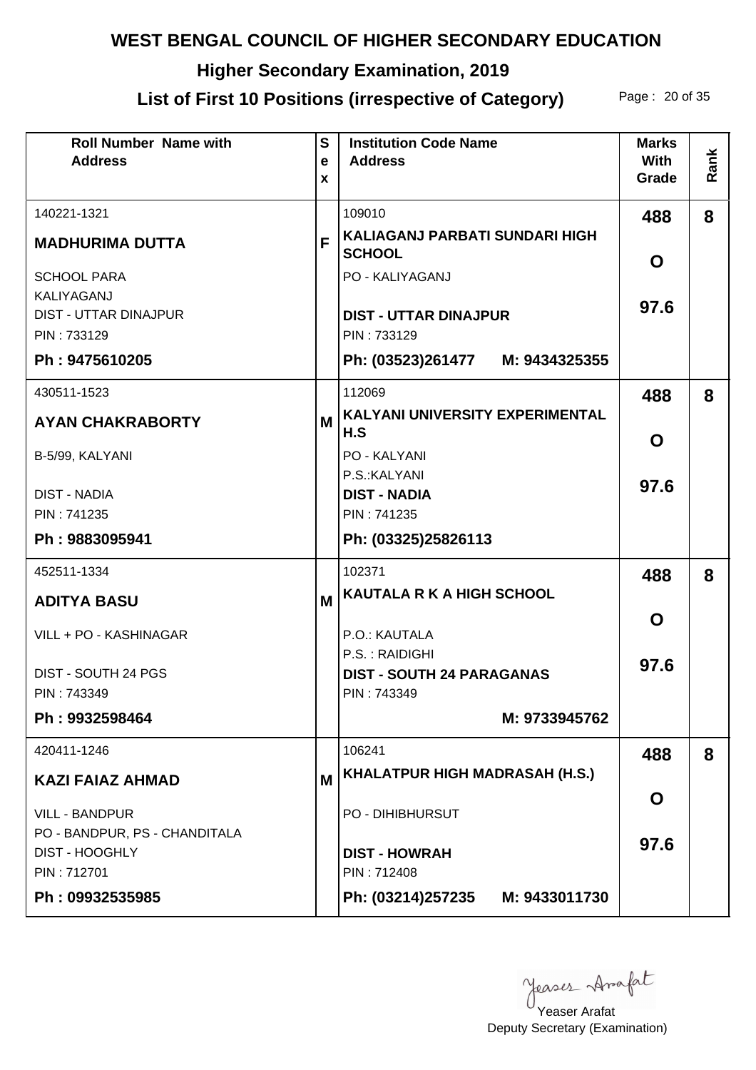# WEST BENGAL COUNCIL OF HIGHER SECONDARY EDUCATION

## Higher Secondary Examination, 2019

## List of First 10 Positions (irrespective of Category)

| Roll Number Name with Address | Sex | Institution Code Name Address | Marks With Grade | Rank |
|---|---|---|---|---|
| 140221-1321<br>**MADHURIMA DUTTA**<br>SCHOOL PARA<br>KALIYAGANJ<br>DIST - UTTAR DINAJPUR<br>PIN : 733129<br>**Ph : 9475610205** | **F** | 109010<br>**KALIAGANJ PARBATI SUNDARI HIGH SCHOOL**<br>PO - KALIYAGANJ<br>**DIST - UTTAR DINAJPUR**<br>PIN : 733129<br>**Ph: (03523)261477 M: 9434325355** | **488**<br>**O**<br>**97.6** | **8** |
| 430511-1523<br>**AYAN CHAKRABORTY**<br>B-5/99, KALYANI<br>DIST - NADIA<br>PIN : 741235<br>**Ph : 9883095941** | **M** | 112069<br>**KALYANI UNIVERSITY EXPERIMENTAL H.S**<br>PO - KALYANI<br>P.S.:KALYANI<br>**DIST - NADIA**<br>PIN : 741235<br>**Ph: (03325)25826113** | **488**<br>**O**<br>**97.6** | **8** |
| 452511-1334<br>**ADITYA BASU**<br>VILL + PO - KASHINAGAR<br>DIST - SOUTH 24 PGS<br>PIN : 743349<br>**Ph : 9932598464** | **M** | 102371<br>**KAUTALA R K A HIGH SCHOOL**<br>P.O.: KAUTALA<br>P.S. : RAIDIGHI<br>**DIST - SOUTH 24 PARAGANAS**<br>PIN : 743349<br>**M: 9733945762** | **488**<br>**O**<br>**97.6** | **8** |
| 420411-1246<br>**KAZI FAIAZ AHMAD**<br>VILL - BANDPUR<br>PO - BANDPUR, PS - CHANDITALA<br>DIST - HOOGHLY<br>PIN : 712701<br>**Ph : 09932535985** | **M** | 106241<br>**KHALATPUR HIGH MADRASAH (H.S.)**<br>PO - DIHIBHURSUT<br>**DIST - HOWRAH**<br>PIN : 712408<br>**Ph: (03214)257235 M: 9433011730** | **488**<br>**O**<br>**97.6** | **8** |

Yeaser Arafat
Deputy Secretary (Examination)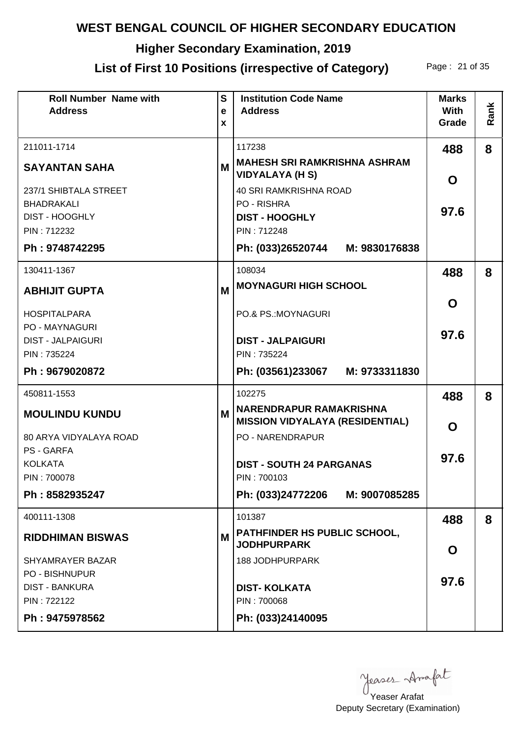# WEST BENGAL COUNCIL OF HIGHER SECONDARY EDUCATION

## Higher Secondary Examination, 2019

### List of First 10 Positions (irrespective of Category)

| Roll Number Name with Address | Sex | Institution Code Name Address | Marks With Grade | Rank |
|---|---|---|---|---|
| 211011-1714<br>**SAYANTAN SAHA**<br>237/1 SHIBTALA STREET<br>BHADRAKALI<br>DIST - HOOGHLY<br>PIN : 712232<br>**Ph : 9748742295** | M | 117238<br>**MAHESH SRI RAMKRISHNA ASHRAM VIDYALAYA (H S)**<br>40 SRI RAMKRISHNA ROAD<br>PO - RISHRA<br>**DIST - HOOGHLY**<br>PIN : 712248<br>**Ph: (033)26520744 M: 9830176838** | **488**<br>**O**<br>**97.6** | **8** |
| 130411-1367<br>**ABHIJIT GUPTA**<br>HOSPITALPARA<br>PO - MAYNAGURI<br>DIST - JALPAIGURI<br>PIN : 735224<br>**Ph : 9679020872** | M | 108034<br>**MOYNAGURI HIGH SCHOOL**<br>PO.& PS.:MOYNAGURI<br>**DIST - JALPAIGURI**<br>PIN : 735224<br>**Ph: (03561)233067 M: 9733311830** | **488**<br>**O**<br>**97.6** | **8** |
| 450811-1553<br>**MOULINDU KUNDU**<br>80 ARYA VIDYALAYA ROAD<br>PS - GARFA<br>KOLKATA<br>PIN : 700078<br>**Ph : 8582935247** | M | 102275<br>**NARENDRAPUR RAMAKRISHNA MISSION VIDYALAYA (RESIDENTIAL)**<br>PO - NARENDRAPUR<br>**DIST - SOUTH 24 PARGANAS**<br>PIN : 700103<br>**Ph: (033)24772206 M: 9007085285** | **488**<br>**O**<br>**97.6** | **8** |
| 400111-1308<br>**RIDDHIMAN BISWAS**<br>SHYAMRAYER BAZAR<br>PO - BISHNUPUR<br>DIST - BANKURA<br>PIN : 722122<br>**Ph : 9475978562** | M | 101387<br>**PATHFINDER HS PUBLIC SCHOOL, JODHPURPARK**<br>188 JODHPURPARK<br>**DIST- KOLKATA**<br>PIN : 700068<br>**Ph: (033)24140095** | **488**<br>**O**<br>**97.6** | **8** |

Yeaser Arafat
Deputy Secretary (Examination)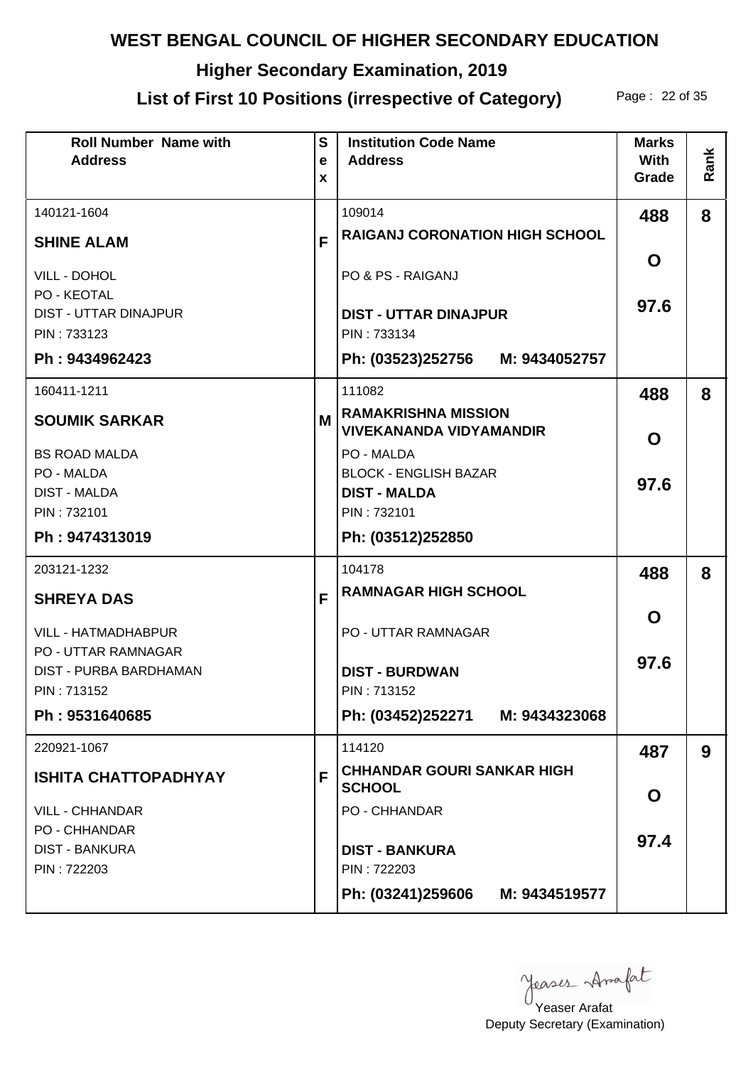# WEST BENGAL COUNCIL OF HIGHER SECONDARY EDUCATION

## Higher Secondary Examination, 2019

## List of First 10 Positions (irrespective of Category)

| Roll Number Name with Address | Sex | Institution Code Name Address | Marks With Grade | Rank |
|---|---|---|---|---|
| 140121-1604<br>**SHINE ALAM**<br>VILL - DOHOL<br>PO - KEOTAL<br>DIST - UTTAR DINAJPUR<br>PIN : 733123<br>**Ph : 9434962423** | **F** | 109014<br>**RAIGANJ CORONATION HIGH SCHOOL**<br>PO & PS - RAIGANJ<br>**DIST - UTTAR DINAJPUR**<br>PIN : 733134<br>**Ph: (03523)252756 M: 9434052757** | **488**<br>**O**<br>**97.6** | **8** |
| 160411-1211<br>**SOUMIK SARKAR**<br>BS ROAD MALDA<br>PO - MALDA<br>DIST - MALDA<br>PIN : 732101<br>**Ph : 9474313019** | **M** | 111082<br>**RAMAKRISHNA MISSION VIVEKANANDA VIDYAMANDIR**<br>PO - MALDA<br>BLOCK - ENGLISH BAZAR<br>**DIST - MALDA**<br>PIN : 732101<br>**Ph: (03512)252850** | **488**<br>**O**<br>**97.6** | **8** |
| 203121-1232<br>**SHREYA DAS**<br>VILL - HATMADHABPUR<br>PO - UTTAR RAMNAGAR<br>DIST - PURBA BARDHAMAN<br>PIN : 713152<br>**Ph : 9531640685** | **F** | 104178<br>**RAMNAGAR HIGH SCHOOL**<br>PO - UTTAR RAMNAGAR<br>**DIST - BURDWAN**<br>PIN : 713152<br>**Ph: (03452)252271 M: 9434323068** | **488**<br>**O**<br>**97.6** | **8** |
| 220921-1067<br>**ISHITA CHATTOPADHYAY**<br>VILL - CHHANDAR<br>PO - CHHANDAR<br>DIST - BANKURA<br>PIN : 722203 | **F** | 114120<br>**CHHANDAR GOURI SANKAR HIGH SCHOOL**<br>PO - CHHANDAR<br>**DIST - BANKURA**<br>PIN : 722203<br>**Ph: (03241)259606 M: 9434519577** | **487**<br>**O**<br>**97.4** | **9** |

Yeaser Arafat
Deputy Secretary (Examination)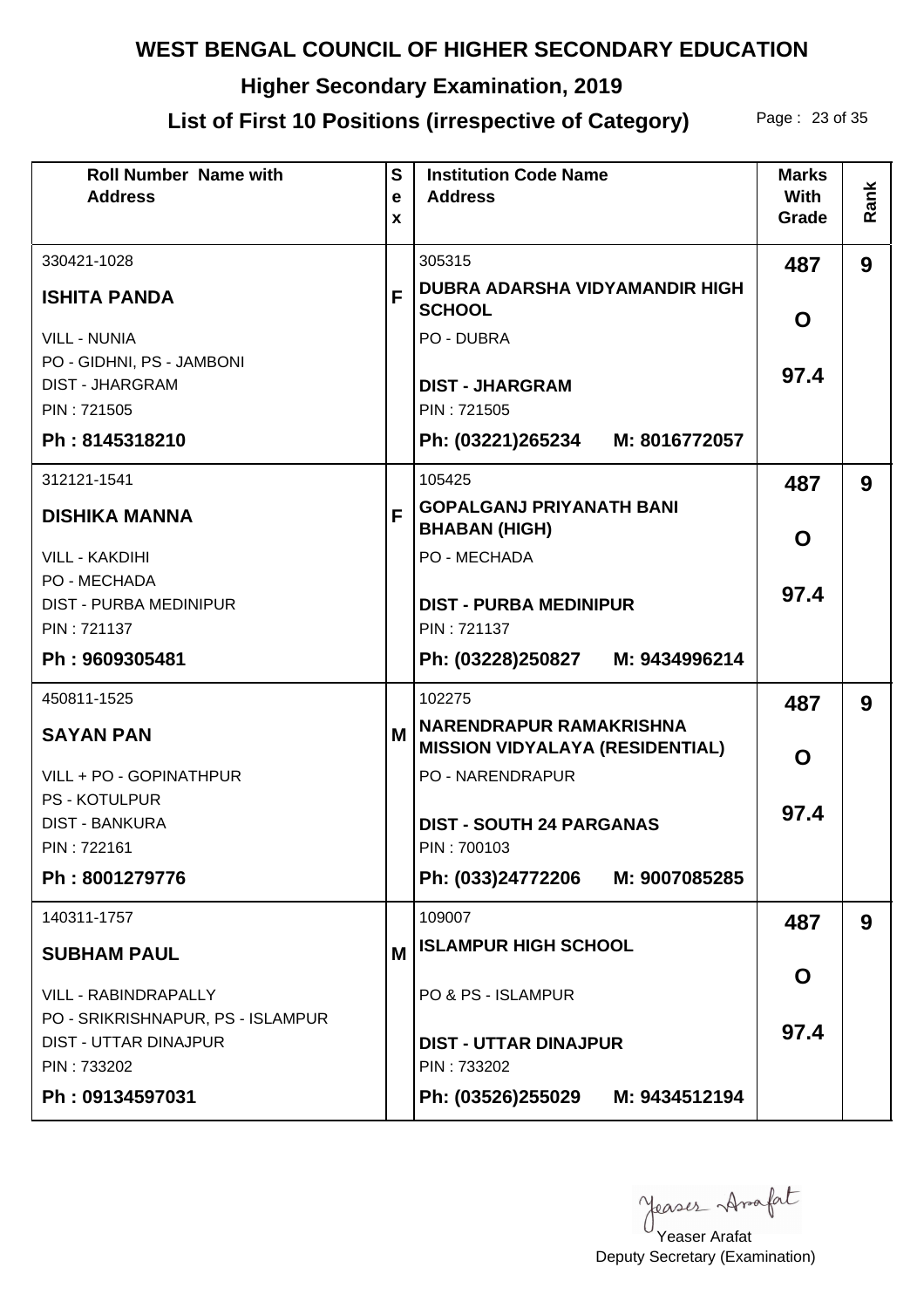# WEST BENGAL COUNCIL OF HIGHER SECONDARY EDUCATION

## Higher Secondary Examination, 2019

## List of First 10 Positions (irrespective of Category)

| Roll Number Name with Address | Sex | Institution Code Name Address | Marks With Grade | Rank |
|---|---|---|---|---|
| 330421-1028<br>**ISHITA PANDA**<br>VILL - NUNIA<br>PO - GIDHNI, PS - JAMBONI<br>DIST - JHARGRAM<br>PIN : 721505<br>**Ph : 8145318210** | F | 305315<br>**DUBRA ADARSHA VIDYAMANDIR HIGH SCHOOL**<br>PO - DUBRA<br>**DIST - JHARGRAM**<br>PIN : 721505<br>**Ph: (03221)265234 M: 8016772057** | **487**<br>**O**<br>**97.4** | **9** |
| 312121-1541<br>**DISHIKA MANNA**<br>VILL - KAKDIHI<br>PO - MECHADA<br>DIST - PURBA MEDINIPUR<br>PIN : 721137<br>**Ph : 9609305481** | F | 105425<br>**GOPALGANJ PRIYANATH BANI BHABAN (HIGH)**<br>PO - MECHADA<br>**DIST - PURBA MEDINIPUR**<br>PIN : 721137<br>**Ph: (03228)250827 M: 9434996214** | **487**<br>**O**<br>**97.4** | **9** |
| 450811-1525<br>**SAYAN PAN**<br>VILL + PO - GOPINATHPUR<br>PS - KOTULPUR<br>DIST - BANKURA<br>PIN : 722161<br>**Ph : 8001279776** | M | 102275<br>**NARENDRAPUR RAMAKRISHNA MISSION VIDYALAYA (RESIDENTIAL)**<br>PO - NARENDRAPUR<br>**DIST - SOUTH 24 PARGANAS**<br>PIN : 700103<br>**Ph: (033)24772206 M: 9007085285** | **487**<br>**O**<br>**97.4** | **9** |
| 140311-1757<br>**SUBHAM PAUL**<br>VILL - RABINDRAPALLY<br>PO - SRIKRISHNAPUR, PS - ISLAMPUR<br>DIST - UTTAR DINAJPUR<br>PIN : 733202<br>**Ph : 09134597031** | M | 109007<br>**ISLAMPUR HIGH SCHOOL**<br>PO & PS - ISLAMPUR<br>**DIST - UTTAR DINAJPUR**<br>PIN : 733202<br>**Ph: (03526)255029 M: 9434512194** | **487**<br>**O**<br>**97.4** | **9** |

Yeaser Arafat
Deputy Secretary (Examination)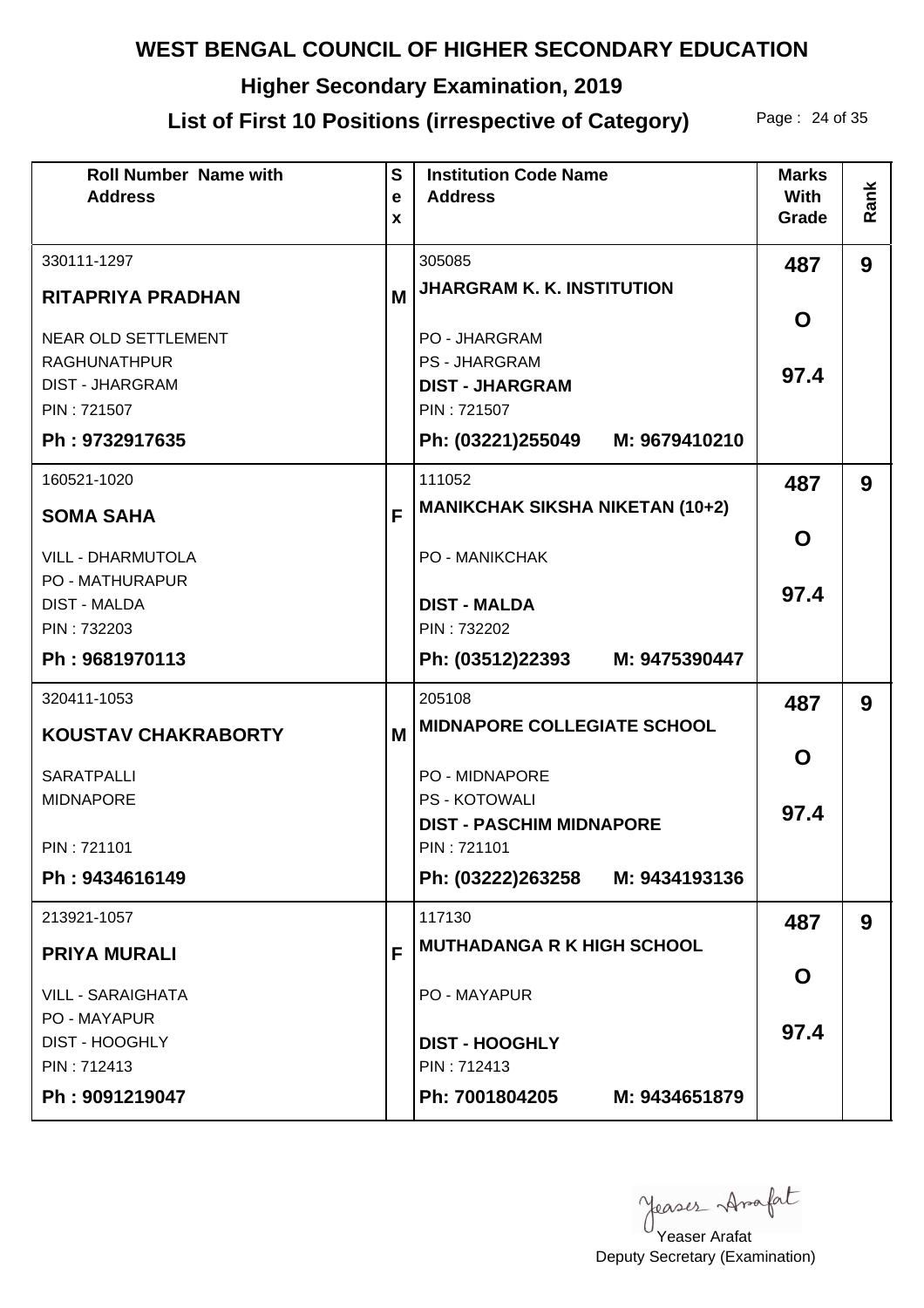# WEST BENGAL COUNCIL OF HIGHER SECONDARY EDUCATION

## Higher Secondary Examination, 2019

## List of First 10 Positions (irrespective of Category)

| Roll Number Name with Address | Sex | Institution Code Name Address | Marks With Grade | Rank |
|---|---|---|---|---|
| 330111-1297<br>**RITAPRIYA PRADHAN**<br>NEAR OLD SETTLEMENT<br>RAGHUNATHPUR<br>DIST - JHARGRAM<br>PIN : 721507<br>**Ph : 9732917635** | **M** | 305085<br>**JHARGRAM K. K. INSTITUTION**<br>PO - JHARGRAM<br>PS - JHARGRAM<br>**DIST - JHARGRAM**<br>PIN : 721507<br>**Ph: (03221)255049 M: 9679410210** | **487**<br>**O**<br>**97.4** | **9** |
| 160521-1020<br>**SOMA SAHA**<br>VILL - DHARMUTOLA<br>PO - MATHURAPUR<br>DIST - MALDA<br>PIN : 732203<br>**Ph : 9681970113** | **F** | 111052<br>**MANIKCHAK SIKSHA NIKETAN (10+2)**<br>PO - MANIKCHAK<br>**DIST - MALDA**<br>PIN : 732202<br>**Ph: (03512)22393 M: 9475390447** | **487**<br>**O**<br>**97.4** | **9** |
| 320411-1053<br>**KOUSTAV CHAKRABORTY**<br>SARATPALLI<br>MIDNAPORE<br>PIN : 721101<br>**Ph : 9434616149** | **M** | 205108<br>**MIDNAPORE COLLEGIATE SCHOOL**<br>PO - MIDNAPORE<br>PS - KOTOWALI<br>**DIST - PASCHIM MIDNAPORE**<br>PIN : 721101<br>**Ph: (03222)263258 M: 9434193136** | **487**<br>**O**<br>**97.4** | **9** |
| 213921-1057<br>**PRIYA MURALI**<br>VILL - SARAIGHATA<br>PO - MAYAPUR<br>DIST - HOOGHLY<br>PIN : 712413<br>**Ph : 9091219047** | **F** | 117130<br>**MUTHADANGA R K HIGH SCHOOL**<br>PO - MAYAPUR<br>**DIST - HOOGHLY**<br>PIN : 712413<br>**Ph: 7001804205 M: 9434651879** | **487**<br>**O**<br>**97.4** | **9** |

Yeaser Arafat
Deputy Secretary (Examination)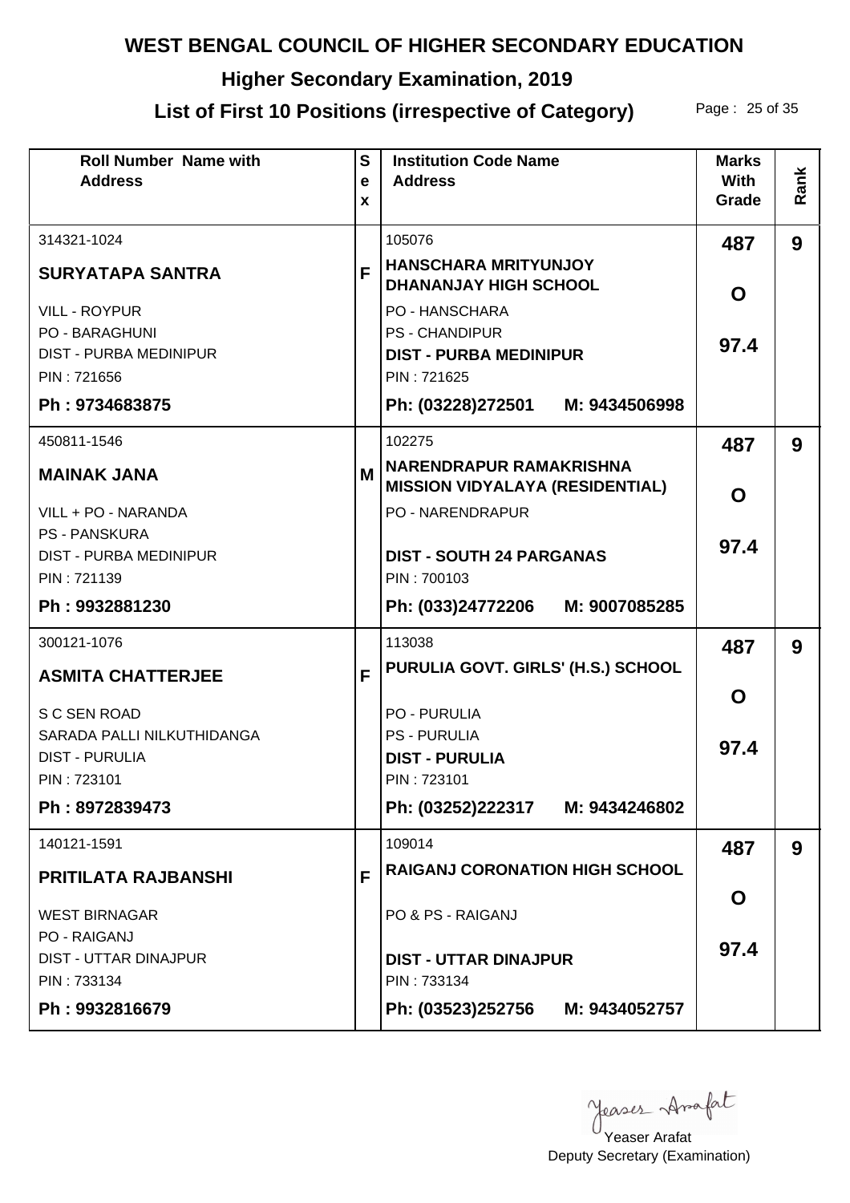# WEST BENGAL COUNCIL OF HIGHER SECONDARY EDUCATION

## Higher Secondary Examination, 2019

## List of First 10 Positions (irrespective of Category)

| Roll Number Name with Address | Sex | Institution Code Name Address | Marks With Grade | Rank |
|---|---|---|---|---|
| 314321-1024<br>**SURYATAPA SANTRA**<br>VILL - ROYPUR<br>PO - BARAGHUNI<br>DIST - PURBA MEDINIPUR<br>PIN : 721656<br>**Ph : 9734683875** | F | 105076<br>**HANSCHARA MRITYUNJOY DHANANJAY HIGH SCHOOL**<br>PO - HANSCHARA<br>PS - CHANDIPUR<br>**DIST - PURBA MEDINIPUR**<br>PIN : 721625<br>**Ph: (03228)272501 M: 9434506998** | **487**<br>**O**<br>**97.4** | **9** |
| 450811-1546<br>**MAINAK JANA**<br>VILL + PO - NARANDA<br>PS - PANSKURA<br>DIST - PURBA MEDINIPUR<br>PIN : 721139<br>**Ph : 9932881230** | M | 102275<br>**NARENDRAPUR RAMAKRISHNA MISSION VIDYALAYA (RESIDENTIAL)**<br>PO - NARENDRAPUR<br>**DIST - SOUTH 24 PARGANAS**<br>PIN : 700103<br>**Ph: (033)24772206 M: 9007085285** | **487**<br>**O**<br>**97.4** | **9** |
| 300121-1076<br>**ASMITA CHATTERJEE**<br>S C SEN ROAD<br>SARADA PALLI NILKUTHIDANGA<br>DIST - PURULIA<br>PIN : 723101<br>**Ph : 8972839473** | F | 113038<br>**PURULIA GOVT. GIRLS' (H.S.) SCHOOL**<br>PO - PURULIA<br>PS - PURULIA<br>**DIST - PURULIA**<br>PIN : 723101<br>**Ph: (03252)222317 M: 9434246802** | **487**<br>**O**<br>**97.4** | **9** |
| 140121-1591<br>**PRITILATA RAJBANSHI**<br>WEST BIRNAGAR<br>PO - RAIGANJ<br>DIST - UTTAR DINAJPUR<br>PIN : 733134<br>**Ph : 9932816679** | F | 109014<br>**RAIGANJ CORONATION HIGH SCHOOL**<br>PO & PS - RAIGANJ<br>**DIST - UTTAR DINAJPUR**<br>PIN : 733134<br>**Ph: (03523)252756 M: 9434052757** | **487**<br>**O**<br>**97.4** | **9** |

Yeaser Arafat
Deputy Secretary (Examination)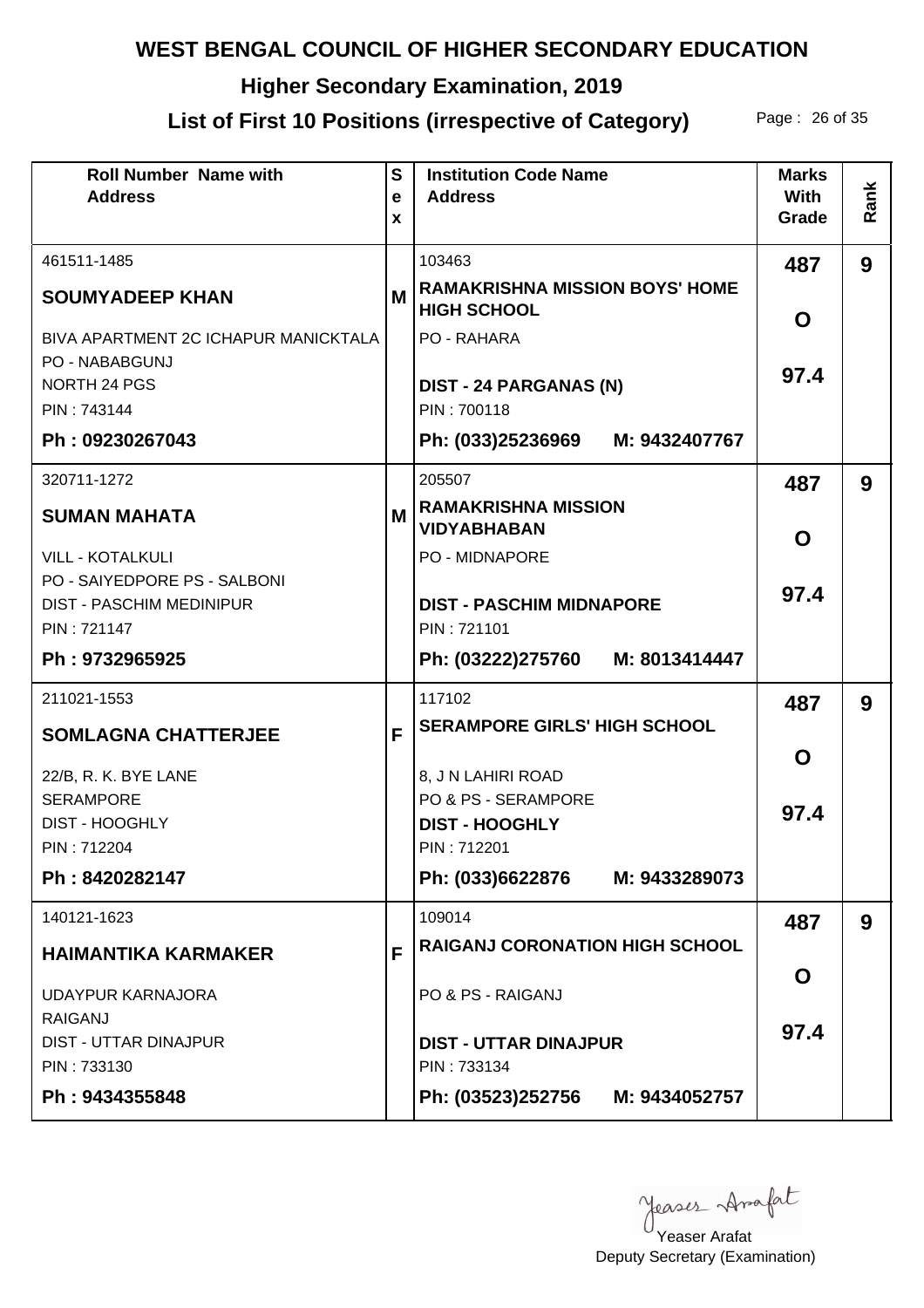# WEST BENGAL COUNCIL OF HIGHER SECONDARY EDUCATION

## Higher Secondary Examination, 2019

## List of First 10 Positions (irrespective of Category)

| Roll Number Name with Address | Sex | Institution Code Name Address | Marks With Grade | Rank |
|---|---|---|---|---|
| 461511-1485<br>**SOUMYADEEP KHAN**<br>BIVA APARTMENT 2C ICHAPUR MANICKTALA<br>PO - NABABGUNJ<br>NORTH 24 PGS<br>PIN : 743144<br>**Ph : 09230267043** | M | 103463<br>**RAMAKRISHNA MISSION BOYS' HOME HIGH SCHOOL**<br>PO - RAHARA<br>**DIST - 24 PARGANAS (N)**<br>PIN : 700118<br>**Ph: (033)25236969 M: 9432407767** | **487**<br>**O**<br>**97.4** | **9** |
| 320711-1272<br>**SUMAN MAHATA**<br>VILL - KOTALKULI<br>PO - SAIYEDPORE PS - SALBONI<br>DIST - PASCHIM MEDINIPUR<br>PIN : 721147<br>**Ph : 9732965925** | M | 205507<br>**RAMAKRISHNA MISSION VIDYABHABAN**<br>PO - MIDNAPORE<br>**DIST - PASCHIM MIDNAPORE**<br>PIN : 721101<br>**Ph: (03222)275760 M: 8013414447** | **487**<br>**O**<br>**97.4** | **9** |
| 211021-1553<br>**SOMLAGNA CHATTERJEE**<br>22/B, R. K. BYE LANE<br>SERAMPORE<br>DIST - HOOGHLY<br>PIN : 712204<br>**Ph : 8420282147** | F | 117102<br>**SERAMPORE GIRLS' HIGH SCHOOL**<br>8, J N LAHIRI ROAD<br>PO & PS - SERAMPORE<br>**DIST - HOOGHLY**<br>PIN : 712201<br>**Ph: (033)6622876 M: 9433289073** | **487**<br>**O**<br>**97.4** | **9** |
| 140121-1623<br>**HAIMANTIKA KARMAKER**<br>UDAYPUR KARNAJORA<br>RAIGANJ<br>DIST - UTTAR DINAJPUR<br>PIN : 733130<br>**Ph : 9434355848** | F | 109014<br>**RAIGANJ CORONATION HIGH SCHOOL**<br>PO & PS - RAIGANJ<br>**DIST - UTTAR DINAJPUR**<br>PIN : 733134<br>**Ph: (03523)252756 M: 9434052757** | **487**<br>**O**<br>**97.4** | **9** |

Yeaser Arafat
Deputy Secretary (Examination)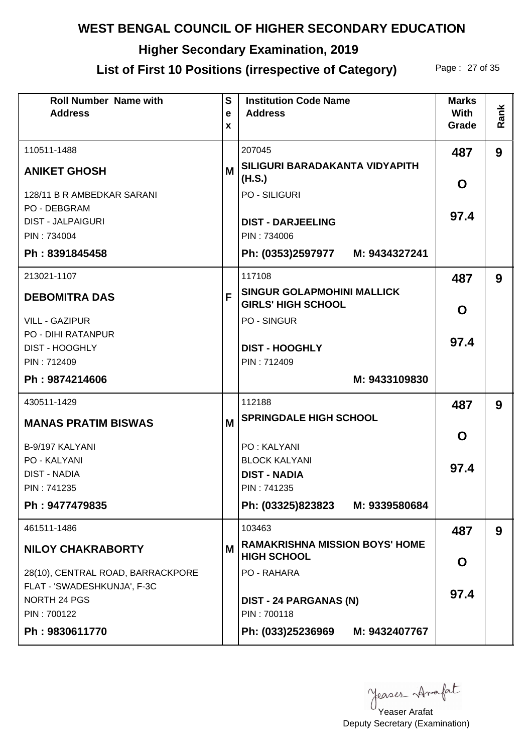# WEST BENGAL COUNCIL OF HIGHER SECONDARY EDUCATION

## Higher Secondary Examination, 2019

## List of First 10 Positions (irrespective of Category)

| Roll Number Name with Address | Sex | Institution Code Name Address | Marks With Grade | Rank |
|---|---|---|---|---|
| 110511-1488<br>**ANIKET GHOSH**<br>128/11 B R AMBEDKAR SARANI<br>PO - DEBGRAM<br>DIST - JALPAIGURI<br>PIN : 734004<br>**Ph : 8391845458** | M | 207045<br>**SILIGURI BARADAKANTA VIDYAPITH (H.S.)**<br>PO - SILIGURI<br>**DIST - DARJEELING**<br>PIN : 734006<br>**Ph: (0353)2597977 M: 9434327241** | **487**<br>**O**<br>**97.4** | **9** |
| 213021-1107<br>**DEBOMITRA DAS**<br>VILL - GAZIPUR<br>PO - DIHI RATANPUR<br>DIST - HOOGHLY<br>PIN : 712409<br>**Ph : 9874214606** | F | 117108<br>**SINGUR GOLAPMOHINI MALLICK GIRLS' HIGH SCHOOL**<br>PO - SINGUR<br>**DIST - HOOGHLY**<br>PIN : 712409<br>**M: 9433109830** | **487**<br>**O**<br>**97.4** | **9** |
| 430511-1429<br>**MANAS PRATIM BISWAS**<br>B-9/197 KALYANI<br>PO - KALYANI<br>DIST - NADIA<br>PIN : 741235<br>**Ph : 9477479835** | M | 112188<br>**SPRINGDALE HIGH SCHOOL**<br>PO : KALYANI<br>BLOCK KALYANI<br>**DIST - NADIA**<br>PIN : 741235<br>**Ph: (03325)823823 M: 9339580684** | **487**<br>**O**<br>**97.4** | **9** |
| 461511-1486<br>**NILOY CHAKRABORTY**<br>28(10), CENTRAL ROAD, BARRACKPORE<br>FLAT - 'SWADESHKUNJA', F-3C<br>NORTH 24 PGS<br>PIN : 700122<br>**Ph : 9830611770** | M | 103463<br>**RAMAKRISHNA MISSION BOYS' HOME HIGH SCHOOL**<br>PO - RAHARA<br>**DIST - 24 PARGANAS (N)**<br>PIN : 700118<br>**Ph: (033)25236969 M: 9432407767** | **487**<br>**O**<br>**97.4** | **9** |

Yeaser Arafat
Deputy Secretary (Examination)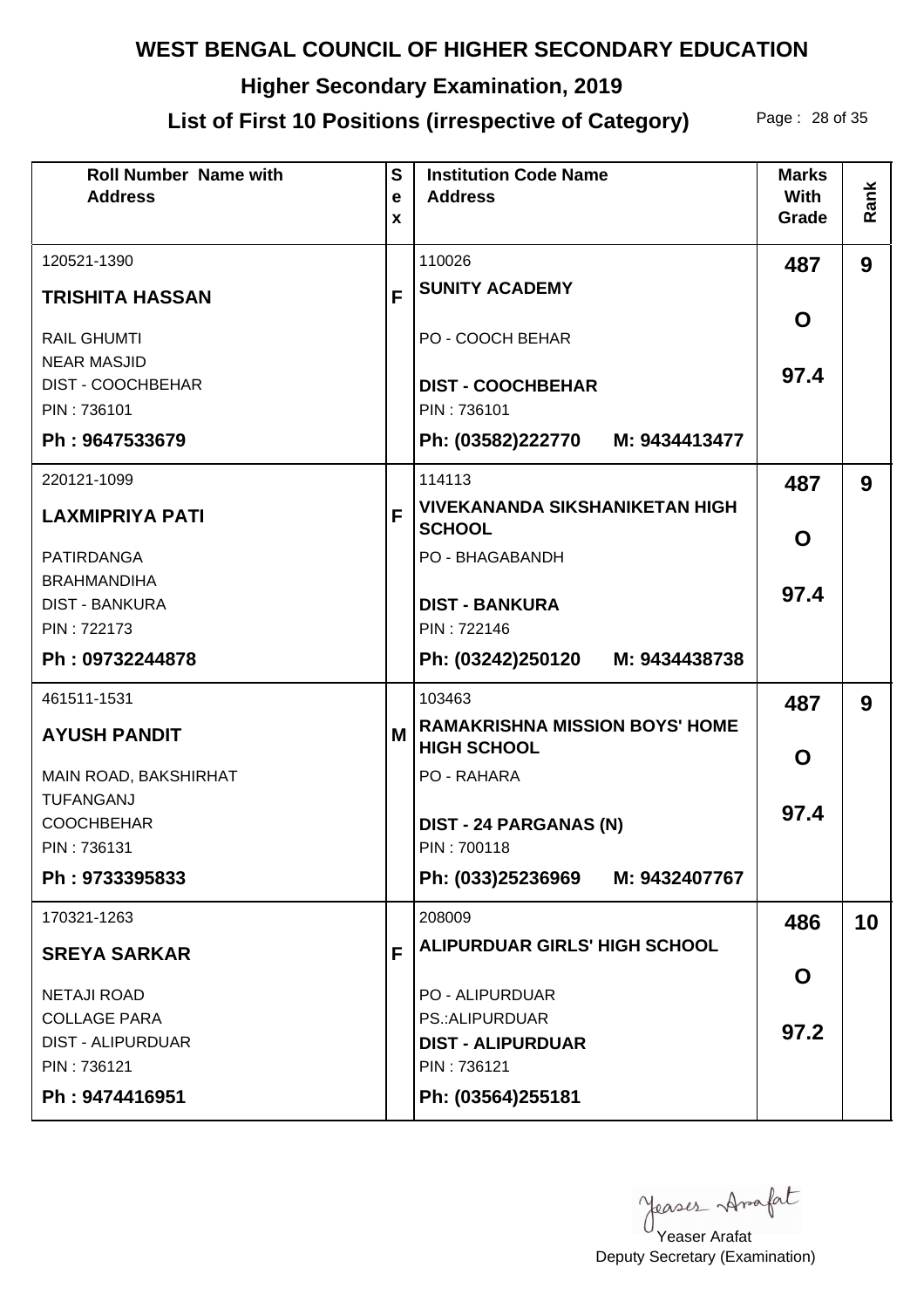# WEST BENGAL COUNCIL OF HIGHER SECONDARY EDUCATION

## Higher Secondary Examination, 2019

## List of First 10 Positions (irrespective of Category)

| Roll Number Name with Address | Sex | Institution Code Name Address | Marks With Grade | Rank |
|---|---|---|---|---|
| 120521-1390<br>**TRISHITA HASSAN**<br>RAIL GHUMTI<br>NEAR MASJID<br>DIST - COOCHBEHAR<br>PIN : 736101<br>**Ph : 9647533679** | F | 110026<br>**SUNITY ACADEMY**<br>PO - COOCH BEHAR<br>**DIST - COOCHBEHAR**<br>PIN : 736101<br>**Ph: (03582)222770 M: 9434413477** | 487<br>O<br>97.4 | 9 |
| 220121-1099<br>**LAXMIPRIYA PATI**<br>PATIRDANGA<br>BRAHMANDIHA<br>DIST - BANKURA<br>PIN : 722173<br>**Ph : 09732244878** | F | 114113<br>**VIVEKANANDA SIKSHANIKETAN HIGH SCHOOL**<br>PO - BHAGABANDH<br>**DIST - BANKURA**<br>PIN : 722146<br>**Ph: (03242)250120 M: 9434438738** | 487<br>O<br>97.4 | 9 |
| 461511-1531<br>**AYUSH PANDIT**<br>MAIN ROAD, BAKSHIRHAT<br>TUFANGANJ<br>COOCHBEHAR<br>PIN : 736131<br>**Ph : 9733395833** | M | 103463<br>**RAMAKRISHNA MISSION BOYS' HOME HIGH SCHOOL**<br>PO - RAHARA<br>**DIST - 24 PARGANAS (N)**<br>PIN : 700118<br>**Ph: (033)25236969 M: 9432407767** | 487<br>O<br>97.4 | 9 |
| 170321-1263<br>**SREYA SARKAR**<br>NETAJI ROAD<br>COLLAGE PARA<br>DIST - ALIPURDUAR<br>PIN : 736121<br>**Ph : 9474416951** | F | 208009<br>**ALIPURDUAR GIRLS' HIGH SCHOOL**<br>PO - ALIPURDUAR<br>PS.:ALIPURDUAR<br>**DIST - ALIPURDUAR**<br>PIN : 736121<br>**Ph: (03564)255181** | 486<br>O<br>97.2 | 10 |

Yeaser Arafat
Deputy Secretary (Examination)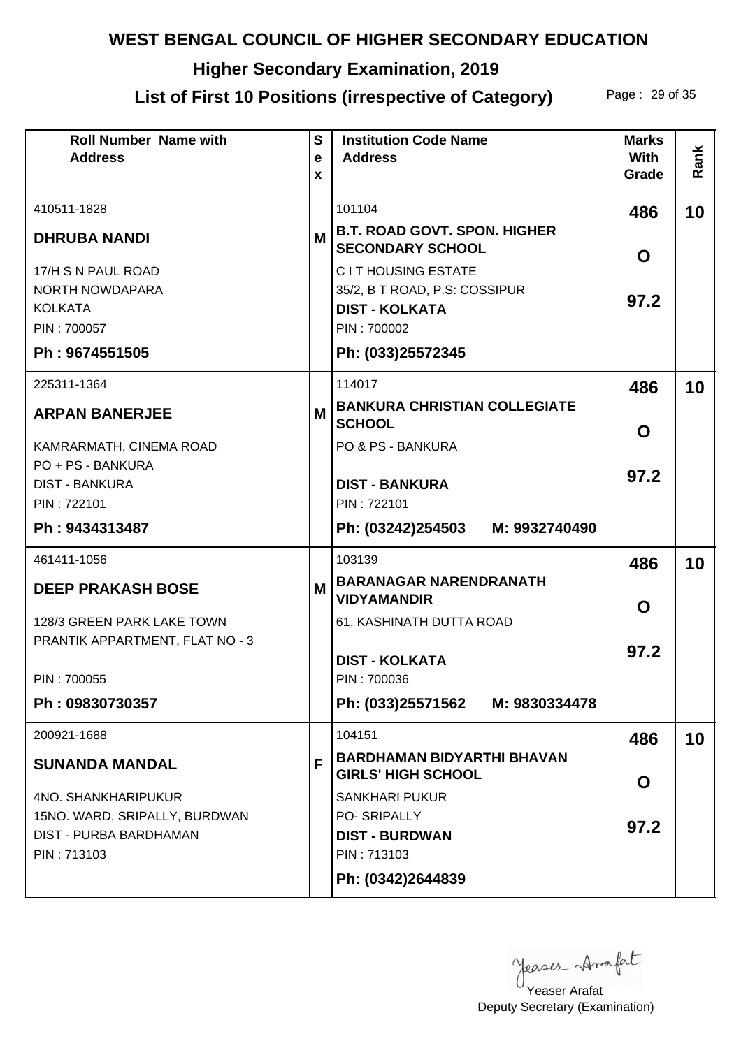# WEST BENGAL COUNCIL OF HIGHER SECONDARY EDUCATION

## Higher Secondary Examination, 2019

## List of First 10 Positions (irrespective of Category)

| Roll Number Name with Address | Sex | Institution Code Name Address | Marks With Grade | Rank |
|---|---|---|---|---|
| 410511-1828<br>**DHRUBA NANDI**<br>17/H S N PAUL ROAD<br>NORTH NOWDAPARA<br>KOLKATA<br>PIN : 700057<br>**Ph : 9674551505** | M | 101104<br>**B.T. ROAD GOVT. SPON. HIGHER SECONDARY SCHOOL**<br>C I T HOUSING ESTATE<br>35/2, B T ROAD, P.S: COSSIPUR<br>**DIST - KOLKATA**<br>PIN : 700002<br>**Ph: (033)25572345** | **486**<br>**O**<br>**97.2** | **10** |
| 225311-1364<br>**ARPAN BANERJEE**<br>KAMRARMATH, CINEMA ROAD<br>PO + PS - BANKURA<br>DIST - BANKURA<br>PIN : 722101<br>**Ph : 9434313487** | M | 114017<br>**BANKURA CHRISTIAN COLLEGIATE SCHOOL**<br>PO & PS - BANKURA<br>**DIST - BANKURA**<br>PIN : 722101<br>**Ph: (03242)254503 M: 9932740490** | **486**<br>**O**<br>**97.2** | **10** |
| 461411-1056<br>**DEEP PRAKASH BOSE**<br>128/3 GREEN PARK LAKE TOWN<br>PRANTIK APPARTMENT, FLAT NO - 3<br>PIN : 700055<br>**Ph : 09830730357** | M | 103139<br>**BARANAGAR NARENDRANATH VIDYAMANDIR**<br>61, KASHINATH DUTTA ROAD<br>**DIST - KOLKATA**<br>PIN : 700036<br>**Ph: (033)25571562 M: 9830334478** | **486**<br>**O**<br>**97.2** | **10** |
| 200921-1688<br>**SUNANDA MANDAL**<br>4NO. SHANKHARIPUKUR<br>15NO. WARD, SRIPALLY, BURDWAN<br>DIST - PURBA BARDHAMAN<br>PIN : 713103 | F | 104151<br>**BARDHAMAN BIDYARTHI BHAVAN GIRLS' HIGH SCHOOL**<br>SANKHARI PUKUR<br>PO- SRIPALLY<br>**DIST - BURDWAN**<br>PIN : 713103<br>**Ph: (0342)2644839** | **486**<br>**O**<br>**97.2** | **10** |

Yeaser Arafat
Deputy Secretary (Examination)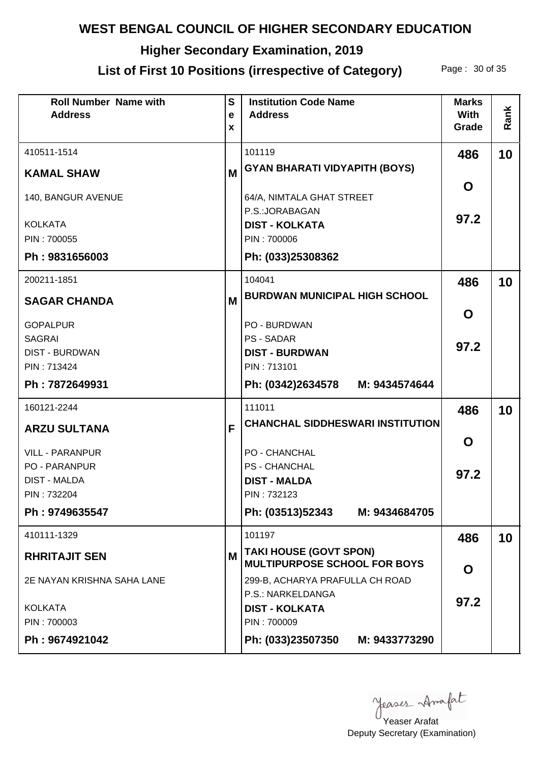# WEST BENGAL COUNCIL OF HIGHER SECONDARY EDUCATION

## Higher Secondary Examination, 2019

## List of First 10 Positions (irrespective of Category)

| Roll Number Name with Address | Sex | Institution Code Name Address | Marks With Grade | Rank |
|---|---|---|---|---|
| 410511-1514<br>**KAMAL SHAW**<br>140, BANGUR AVENUE<br>KOLKATA<br>PIN : 700055<br>**Ph : 9831656003** | **M** | 101119<br>**GYAN BHARATI VIDYAPITH (BOYS)**<br>64/A, NIMTALA GHAT STREET<br>P.S.:JORABAGAN<br>**DIST - KOLKATA**<br>PIN : 700006<br>**Ph: (033)25308362** | **486**<br>**O**<br>**97.2** | **10** |
| 200211-1851<br>**SAGAR CHANDA**<br>GOPALPUR<br>SAGRAI<br>DIST - BURDWAN<br>PIN : 713424<br>**Ph : 7872649931** | **M** | 104041<br>**BURDWAN MUNICIPAL HIGH SCHOOL**<br>PO - BURDWAN<br>PS - SADAR<br>**DIST - BURDWAN**<br>PIN : 713101<br>**Ph: (0342)2634578 M: 9434574644** | **486**<br>**O**<br>**97.2** | **10** |
| 160121-2244<br>**ARZU SULTANA**<br>VILL - PARANPUR<br>PO - PARANPUR<br>DIST - MALDA<br>PIN : 732204<br>**Ph : 9749635547** | **F** | 111011<br>**CHANCHAL SIDDHESWARI INSTITUTION**<br>PO - CHANCHAL<br>PS - CHANCHAL<br>**DIST - MALDA**<br>PIN : 732123<br>**Ph: (03513)52343 M: 9434684705** | **486**<br>**O**<br>**97.2** | **10** |
| 410111-1329<br>**RHRITAJIT SEN**<br>2E NAYAN KRISHNA SAHA LANE<br>KOLKATA<br>PIN : 700003<br>**Ph : 9674921042** | **M** | 101197<br>**TAKI HOUSE (GOVT SPON) MULTIPURPOSE SCHOOL FOR BOYS**<br>299-B, ACHARYA PRAFULLA CH ROAD<br>P.S.: NARKELDANGA<br>**DIST - KOLKATA**<br>PIN : 700009<br>**Ph: (033)23507350 M: 9433773290** | **486**<br>**O**<br>**97.2** | **10** |

Yeaser Arafat
Deputy Secretary (Examination)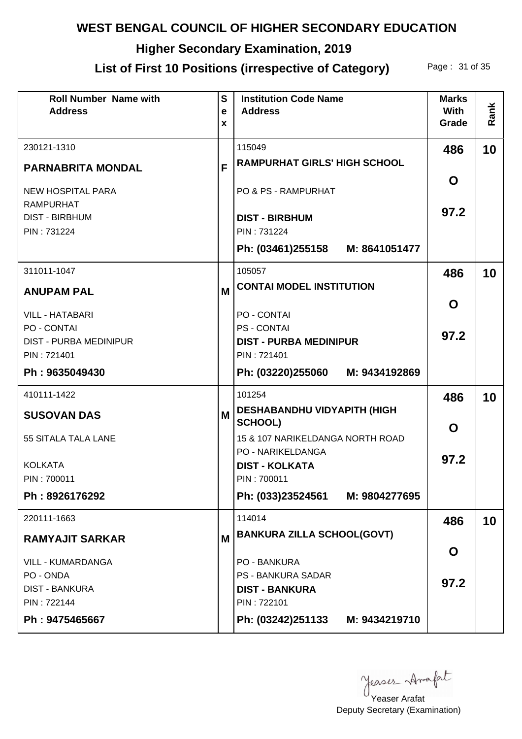# WEST BENGAL COUNCIL OF HIGHER SECONDARY EDUCATION

## Higher Secondary Examination, 2019

## List of First 10 Positions (irrespective of Category)

| Roll Number Name with Address | Sex | Institution Code Name Address | Marks With Grade | Rank |
|---|---|---|---|---|
| 230121-1310<br>**PARNABRITA MONDAL**<br>NEW HOSPITAL PARA<br>RAMPURHAT<br>DIST - BIRBHUM<br>PIN : 731224 | F | 115049<br>**RAMPURHAT GIRLS' HIGH SCHOOL**<br>PO & PS - RAMPURHAT<br>**DIST - BIRBHUM**<br>PIN : 731224<br>**Ph: (03461)255158 M: 8641051477** | **486**<br>**O**<br>**97.2** | **10** |
| 311011-1047<br>**ANUPAM PAL**<br>VILL - HATABARI<br>PO - CONTAI<br>DIST - PURBA MEDINIPUR<br>PIN : 721401<br>**Ph : 9635049430** | M | 105057<br>**CONTAI MODEL INSTITUTION**<br>PO - CONTAI<br>PS - CONTAI<br>**DIST - PURBA MEDINIPUR**<br>PIN : 721401<br>**Ph: (03220)255060 M: 9434192869** | **486**<br>**O**<br>**97.2** | **10** |
| 410111-1422<br>**SUSOVAN DAS**<br>55 SITALA TALA LANE<br>KOLKATA<br>PIN : 700011<br>**Ph : 8926176292** | M | 101254<br>**DESHABANDHU VIDYAPITH (HIGH SCHOOL)**<br>15 & 107 NARIKELDANGA NORTH ROAD<br>PO - NARIKELDANGA<br>**DIST - KOLKATA**<br>PIN : 700011<br>**Ph: (033)23524561 M: 9804277695** | **486**<br>**O**<br>**97.2** | **10** |
| 220111-1663<br>**RAMYAJIT SARKAR**<br>VILL - KUMARDANGA<br>PO - ONDA<br>DIST - BANKURA<br>PIN : 722144<br>**Ph : 9475465667** | M | 114014<br>**BANKURA ZILLA SCHOOL(GOVT)**<br>PO - BANKURA<br>PS - BANKURA SADAR<br>**DIST - BANKURA**<br>PIN : 722101<br>**Ph: (03242)251133 M: 9434219710** | **486**<br>**O**<br>**97.2** | **10** |

Yeaser Arafat
Deputy Secretary (Examination)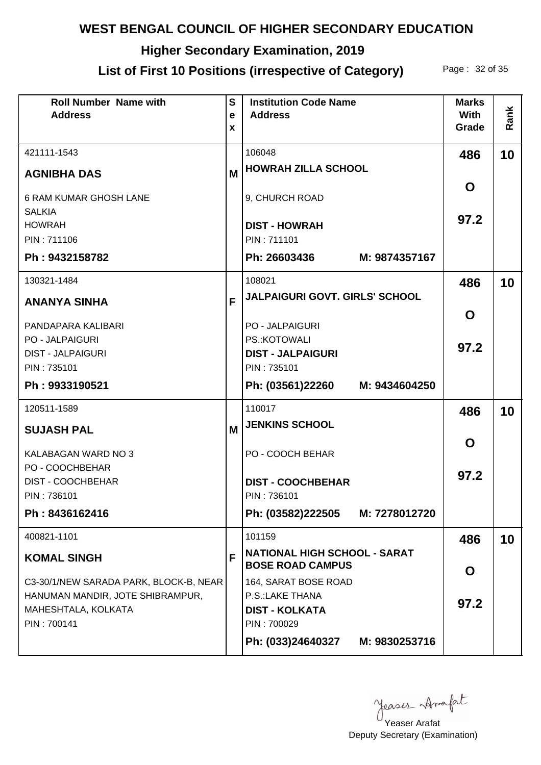# WEST BENGAL COUNCIL OF HIGHER SECONDARY EDUCATION

## Higher Secondary Examination, 2019

## List of First 10 Positions (irrespective of Category)

| Roll Number Name with Address | Sex | Institution Code Name Address | Marks With Grade | Rank |
|---|---|---|---|---|
| 421111-1543<br>**AGNIBHA DAS**<br>6 RAM KUMAR GHOSH LANE<br>SALKIA<br>HOWRAH<br>PIN : 711106<br>**Ph : 9432158782** | M | 106048<br>**HOWRAH ZILLA SCHOOL**<br>9, CHURCH ROAD<br>**DIST - HOWRAH**<br>PIN : 711101<br>**Ph: 26603436 M: 9874357167** | **486**<br>**O**<br>**97.2** | **10** |
| 130321-1484<br>**ANANYA SINHA**<br>PANDAPARA KALIBARI<br>PO - JALPAIGURI<br>DIST - JALPAIGURI<br>PIN : 735101<br>**Ph : 9933190521** | F | 108021<br>**JALPAIGURI GOVT. GIRLS' SCHOOL**<br>PO - JALPAIGURI<br>PS.:KOTOWALI<br>**DIST - JALPAIGURI**<br>PIN : 735101<br>**Ph: (03561)22260 M: 9434604250** | **486**<br>**O**<br>**97.2** | **10** |
| 120511-1589<br>**SUJASH PAL**<br>KALABAGAN WARD NO 3<br>PO - COOCHBEHAR<br>DIST - COOCHBEHAR<br>PIN : 736101<br>**Ph : 8436162416** | M | 110017<br>**JENKINS SCHOOL**<br>PO - COOCH BEHAR<br>**DIST - COOCHBEHAR**<br>PIN : 736101<br>**Ph: (03582)222505 M: 7278012720** | **486**<br>**O**<br>**97.2** | **10** |
| 400821-1101<br>**KOMAL SINGH**<br>C3-30/1/NEW SARADA PARK, BLOCK-B, NEAR HANUMAN MANDIR, JOTE SHIBRAMPUR, MAHESHTALA, KOLKATA<br>PIN : 700141 | F | 101159<br>**NATIONAL HIGH SCHOOL - SARAT BOSE ROAD CAMPUS**<br>164, SARAT BOSE ROAD<br>P.S.:LAKE THANA<br>**DIST - KOLKATA**<br>PIN : 700029<br>**Ph: (033)24640327 M: 9830253716** | **486**<br>**O**<br>**97.2** | **10** |

Yeaser Arafat
Deputy Secretary (Examination)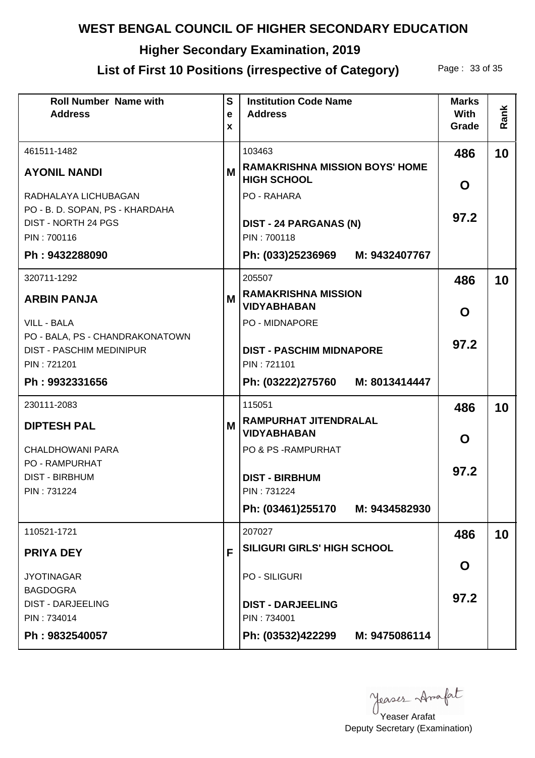# WEST BENGAL COUNCIL OF HIGHER SECONDARY EDUCATION

## Higher Secondary Examination, 2019

## List of First 10 Positions (irrespective of Category)

| Roll Number Name with Address | Sex | Institution Code Name Address | Marks With Grade | Rank |
|---|---|---|---|---|
| 461511-1482<br>**AYONIL NANDI**<br>RADHALAYA LICHUBAGAN<br>PO - B. D. SOPAN, PS - KHARDAHA<br>DIST - NORTH 24 PGS<br>PIN : 700116<br>**Ph : 9432288090** | **M** | 103463<br>**RAMAKRISHNA MISSION BOYS' HOME HIGH SCHOOL**<br>PO - RAHARA<br>**DIST - 24 PARGANAS (N)**<br>PIN : 700118<br>**Ph: (033)25236969 M: 9432407767** | **486**<br>**O**<br>**97.2** | **10** |
| 320711-1292<br>**ARBIN PANJA**<br>VILL - BALA<br>PO - BALA, PS - CHANDRAKONATOWN<br>DIST - PASCHIM MEDINIPUR<br>PIN : 721201<br>**Ph : 9932331656** | **M** | 205507<br>**RAMAKRISHNA MISSION VIDYABHABAN**<br>PO - MIDNAPORE<br>**DIST - PASCHIM MIDNAPORE**<br>PIN : 721101<br>**Ph: (03222)275760 M: 8013414447** | **486**<br>**O**<br>**97.2** | **10** |
| 230111-2083<br>**DIPTESH PAL**<br>CHALDHOWANI PARA<br>PO - RAMPURHAT<br>DIST - BIRBHUM<br>PIN : 731224 | **M** | 115051<br>**RAMPURHAT JITENDRALAL VIDYABHABAN**<br>PO & PS -RAMPURHAT<br>**DIST - BIRBHUM**<br>PIN : 731224<br>**Ph: (03461)255170 M: 9434582930** | **486**<br>**O**<br>**97.2** | **10** |
| 110521-1721<br>**PRIYA DEY**<br>JYOTINAGAR<br>BAGDOGRA<br>DIST - DARJEELING<br>PIN : 734014<br>**Ph : 9832540057** | **F** | 207027<br>**SILIGURI GIRLS' HIGH SCHOOL**<br>PO - SILIGURI<br>**DIST - DARJEELING**<br>PIN : 734001<br>**Ph: (03532)422299 M: 9475086114** | **486**<br>**O**<br>**97.2** | **10** |

Yeaser Arafat
Deputy Secretary (Examination)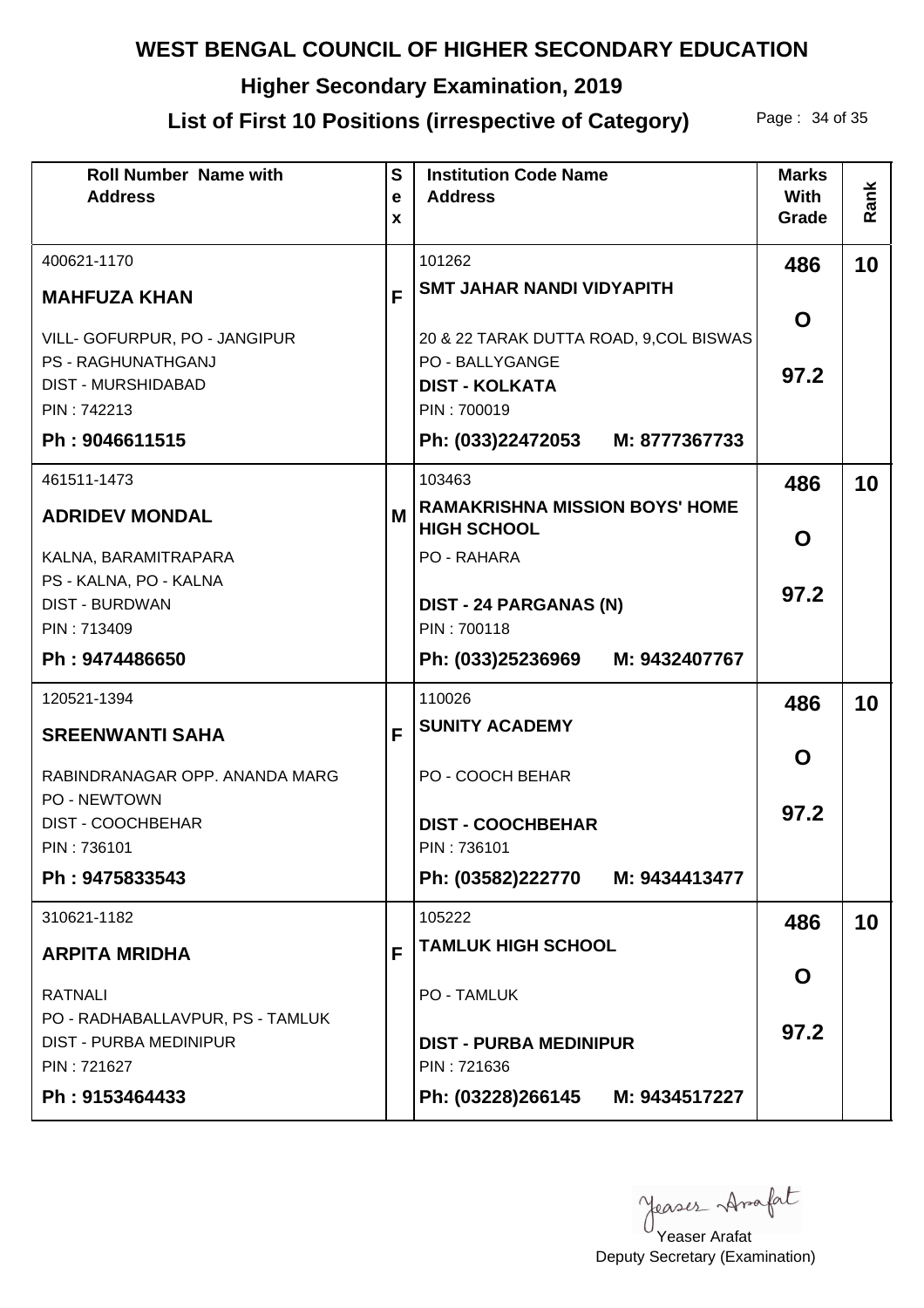# WEST BENGAL COUNCIL OF HIGHER SECONDARY EDUCATION

## Higher Secondary Examination, 2019

## List of First 10 Positions (irrespective of Category)

| Roll Number Name with Address | Sex | Institution Code Name Address | Marks With Grade | Rank |
|---|---|---|---|---|
| 400621-1170<br>**MAHFUZA KHAN**<br>VILL- GOFURPUR, PO - JANGIPUR<br>PS - RAGHUNATHGANJ<br>DIST - MURSHIDABAD<br>PIN : 742213<br>**Ph : 9046611515** | F | 101262<br>**SMT JAHAR NANDI VIDYAPITH**<br>20 & 22 TARAK DUTTA ROAD, 9,COL BISWAS<br>PO - BALLYGANGE<br>**DIST - KOLKATA**<br>PIN : 700019<br>**Ph: (033)22472053 M: 8777367733** | **486**<br>**O**<br>**97.2** | **10** |
| 461511-1473<br>**ADRIDEV MONDAL**<br>KALNA, BARAMITRAPARA<br>PS - KALNA, PO - KALNA<br>DIST - BURDWAN<br>PIN : 713409<br>**Ph : 9474486650** | M | 103463<br>**RAMAKRISHNA MISSION BOYS' HOME HIGH SCHOOL**<br>PO - RAHARA<br>**DIST - 24 PARGANAS (N)**<br>PIN : 700118<br>**Ph: (033)25236969 M: 9432407767** | **486**<br>**O**<br>**97.2** | **10** |
| 120521-1394<br>**SREENWANTI SAHA**<br>RABINDRANAGAR OPP. ANANDA MARG<br>PO - NEWTOWN<br>DIST - COOCHBEHAR<br>PIN : 736101<br>**Ph : 9475833543** | F | 110026<br>**SUNITY ACADEMY**<br>PO - COOCH BEHAR<br>**DIST - COOCHBEHAR**<br>PIN : 736101<br>**Ph: (03582)222770 M: 9434413477** | **486**<br>**O**<br>**97.2** | **10** |
| 310621-1182<br>**ARPITA MRIDHA**<br>RATNALI<br>PO - RADHABALLAVPUR, PS - TAMLUK<br>DIST - PURBA MEDINIPUR<br>PIN : 721627<br>**Ph : 9153464433** | F | 105222<br>**TAMLUK HIGH SCHOOL**<br>PO - TAMLUK<br>**DIST - PURBA MEDINIPUR**<br>PIN : 721636<br>**Ph: (03228)266145 M: 9434517227** | **486**<br>**O**<br>**97.2** | **10** |

Yeaser Arafat
Deputy Secretary (Examination)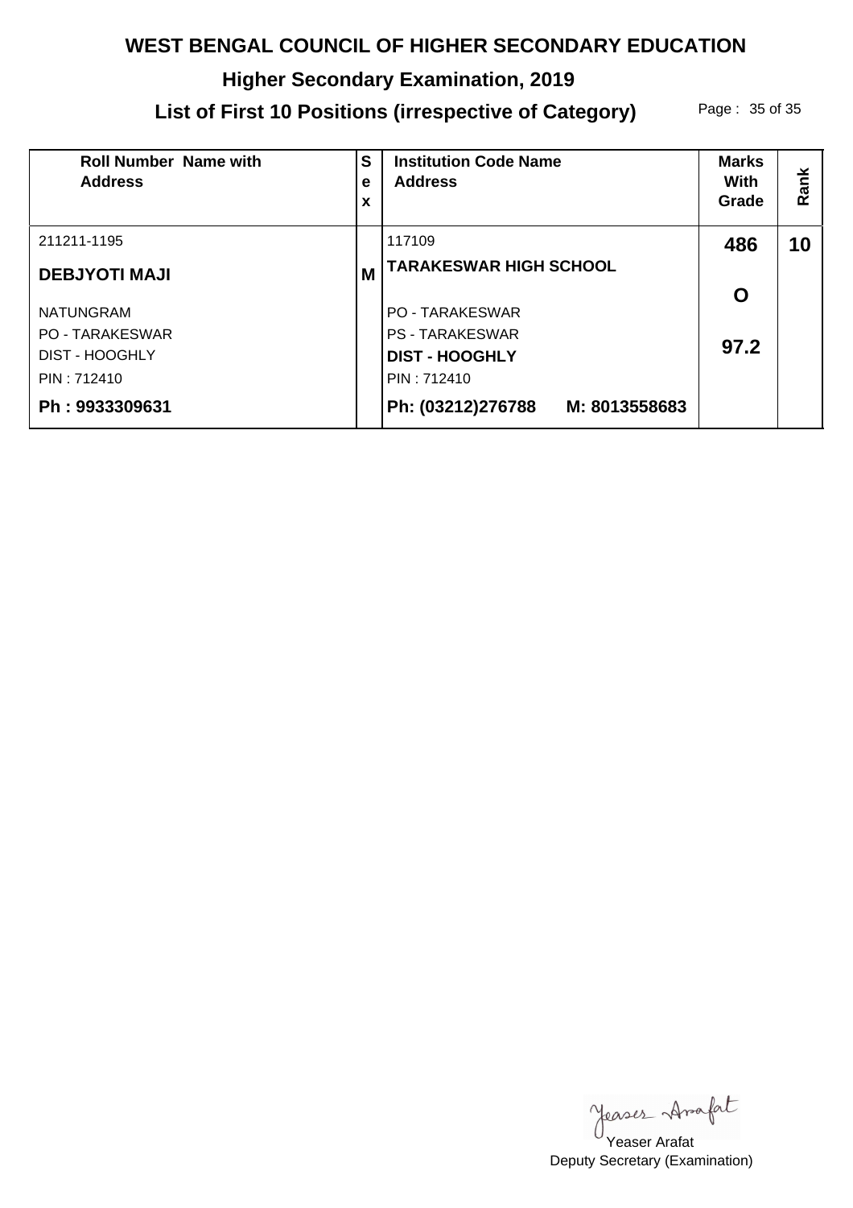# WEST BENGAL COUNCIL OF HIGHER SECONDARY EDUCATION

## Higher Secondary Examination, 2019

## List of First 10 Positions (irrespective of Category)

| Roll Number Name with Address | Sex | Institution Code Name Address | Marks With Grade | Rank |
|---|---|---|---|---|
| 211211-1195<br>**DEBJYOTI MAJI**<br>NATUNGRAM<br>PO - TARAKESWAR<br>DIST - HOOGHLY<br>PIN : 712410<br>**Ph : 9933309631** | **M** | 117109<br>**TARAKESWAR HIGH SCHOOL**<br>PO - TARAKESWAR<br>PS - TARAKESWAR<br>**DIST - HOOGHLY**<br>PIN : 712410<br>**Ph: (03212)276788 M: 8013558683** | **486**<br>**O**<br>**97.2** | **10** |

Yeaser Arafat
Deputy Secretary (Examination)